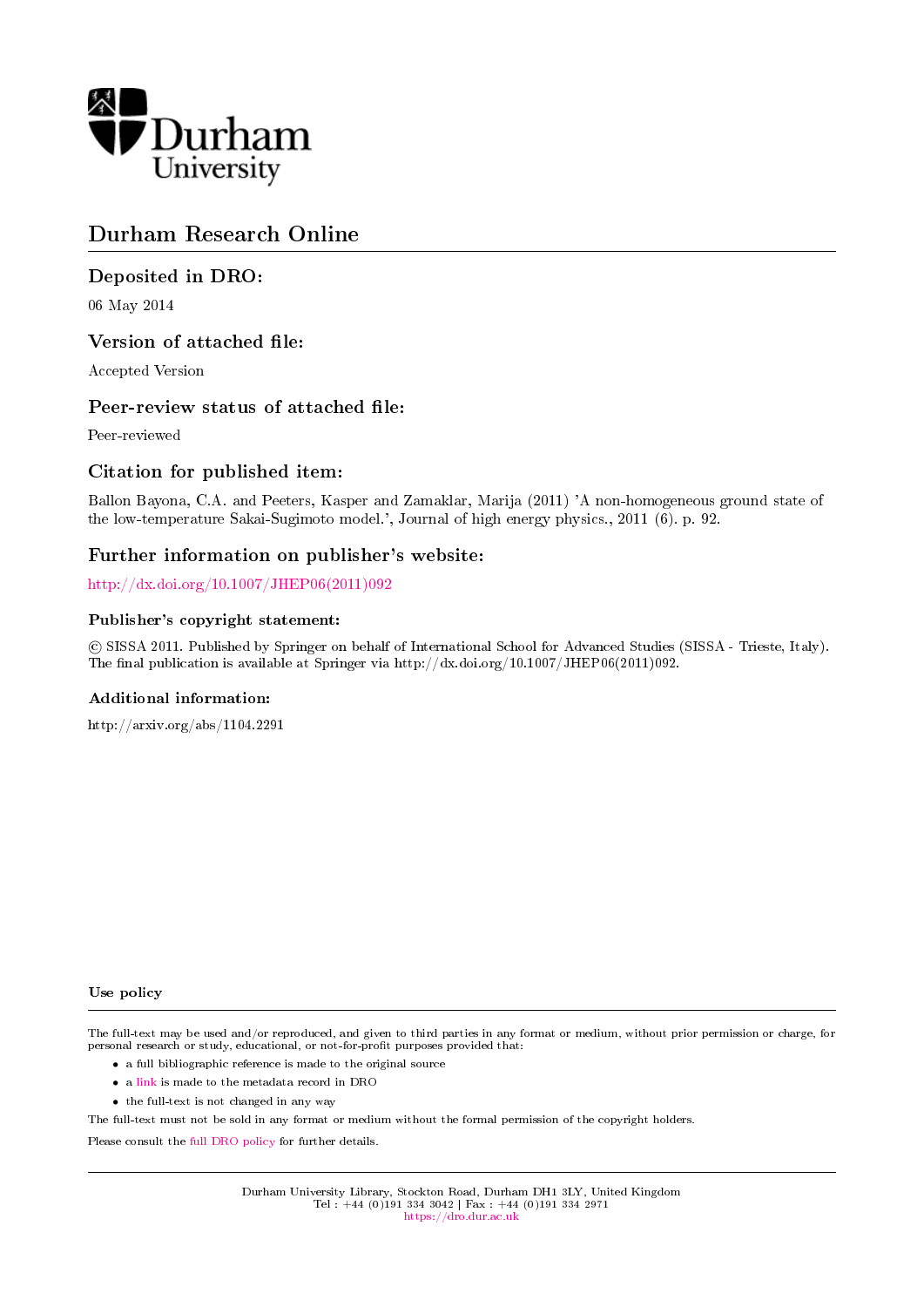Durham University

# Durham Research Online

## Deposited in DRO:

06 May 2014

## Version of attached file:

Accepted Version

## Peer-review status of attached file:

Peer-reviewed

## Citation for published item:

Ballon Bayona, C.A. and Peeters, Kasper and Zamaklar, Marija (2011) 'A non-homogeneous ground state of the low-temperature Sakai-Sugimoto model.', Journal of high energy physics., 2011 (6). p. 92.

## Further information on publisher's website:

http://dx.doi.org/10.1007/JHEP06(2011)092

### Publisher's copyright statement:

© SISSA 2011. Published by Springer on behalf of International School for Advanced Studies (SISSA - Trieste, Italy). The final publication is available at Springer via http://dx.doi.org/10.1007/JHEP06(2011)092.

### Additional information:

http://arxiv.org/abs/1104.2291

### Use policy

The full-text may be used and/or reproduced, and given to third parties in any format or medium, without prior permission or charge, for personal research or study, educational, or not-for-profit purposes provided that:

- a full bibliographic reference is made to the original source
- a link is made to the metadata record in DRO
- the full-text is not changed in any way

The full-text must not be sold in any format or medium without the formal permission of the copyright holders.

Please consult the full DRO policy for further details.

Durham University Library, Stockton Road, Durham DH1 3LY, United Kingdom
Tel : +44 (0)191 334 3042 | Fax : +44 (0)191 334 2971
https://dro.dur.ac.uk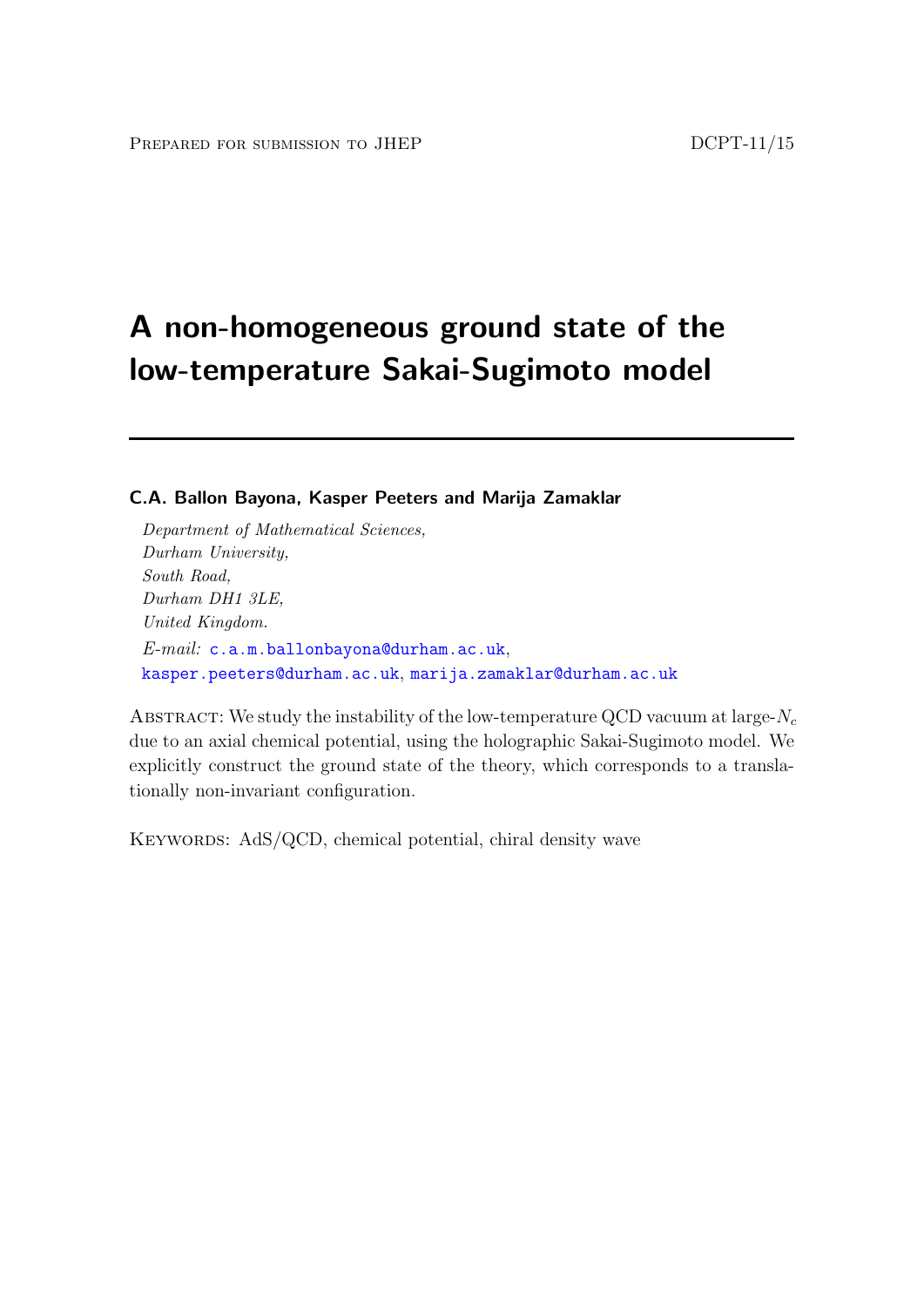Prepared for submission to JHEP DCPT-11/15

# A non-homogeneous ground state of the low-temperature Sakai-Sugimoto model

**C.A. Ballon Bayona, Kasper Peeters and Marija Zamaklar**

*Department of Mathematical Sciences,*
*Durham University,*
*South Road,*
*Durham DH1 3LE,*
*United Kingdom.*

*E-mail:* c.a.m.ballonbayona@durham.ac.uk, kasper.peeters@durham.ac.uk, marija.zamaklar@durham.ac.uk

Abstract: We study the instability of the low-temperature QCD vacuum at large-$N_c$ due to an axial chemical potential, using the holographic Sakai-Sugimoto model. We explicitly construct the ground state of the theory, which corresponds to a translationally non-invariant configuration.

Keywords: AdS/QCD, chemical potential, chiral density wave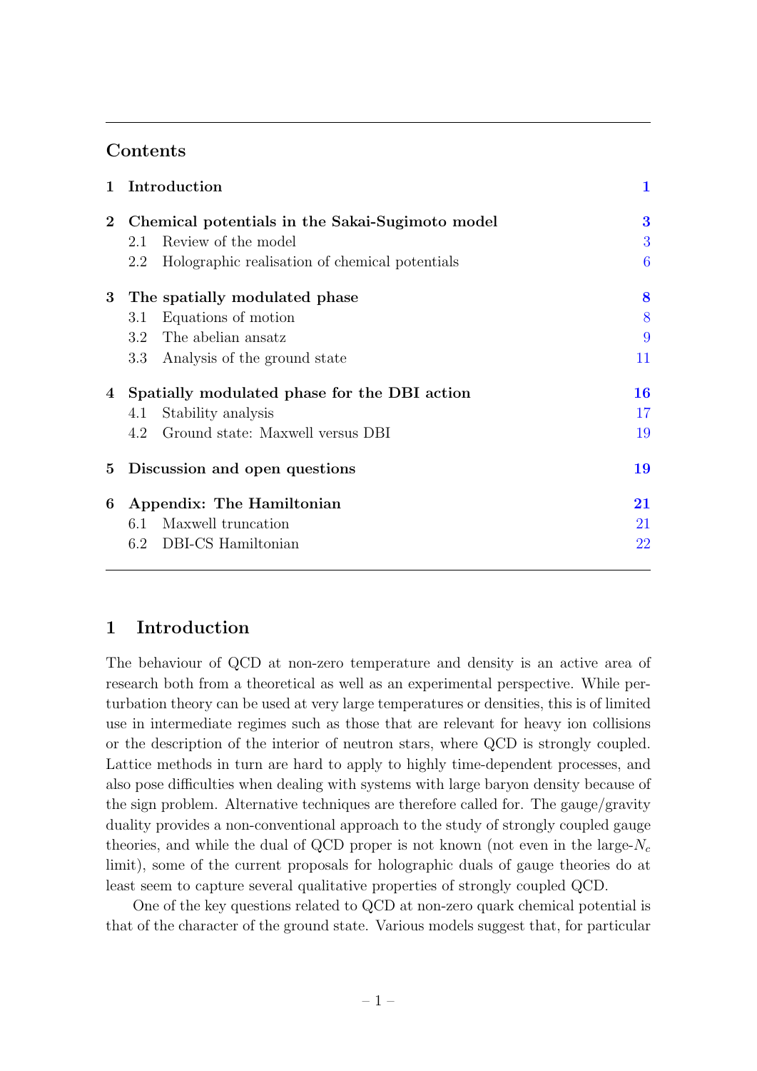## Contents

| | | |
|---|---|---|
| **1** | **Introduction** | **1** |
| **2** | **Chemical potentials in the Sakai-Sugimoto model** | **3** |
| | 2.1 Review of the model | 3 |
| | 2.2 Holographic realisation of chemical potentials | 6 |
| **3** | **The spatially modulated phase** | **8** |
| | 3.1 Equations of motion | 8 |
| | 3.2 The abelian ansatz | 9 |
| | 3.3 Analysis of the ground state | 11 |
| **4** | **Spatially modulated phase for the DBI action** | **16** |
| | 4.1 Stability analysis | 17 |
| | 4.2 Ground state: Maxwell versus DBI | 19 |
| **5** | **Discussion and open questions** | **19** |
| **6** | **Appendix: The Hamiltonian** | **21** |
| | 6.1 Maxwell truncation | 21 |
| | 6.2 DBI-CS Hamiltonian | 22 |

# 1 Introduction

The behaviour of QCD at non-zero temperature and density is an active area of research both from a theoretical as well as an experimental perspective. While perturbation theory can be used at very large temperatures or densities, this is of limited use in intermediate regimes such as those that are relevant for heavy ion collisions or the description of the interior of neutron stars, where QCD is strongly coupled. Lattice methods in turn are hard to apply to highly time-dependent processes, and also pose difficulties when dealing with systems with large baryon density because of the sign problem. Alternative techniques are therefore called for. The gauge/gravity duality provides a non-conventional approach to the study of strongly coupled gauge theories, and while the dual of QCD proper is not known (not even in the large-$N_c$ limit), some of the current proposals for holographic duals of gauge theories do at least seem to capture several qualitative properties of strongly coupled QCD.

One of the key questions related to QCD at non-zero quark chemical potential is that of the character of the ground state. Various models suggest that, for particular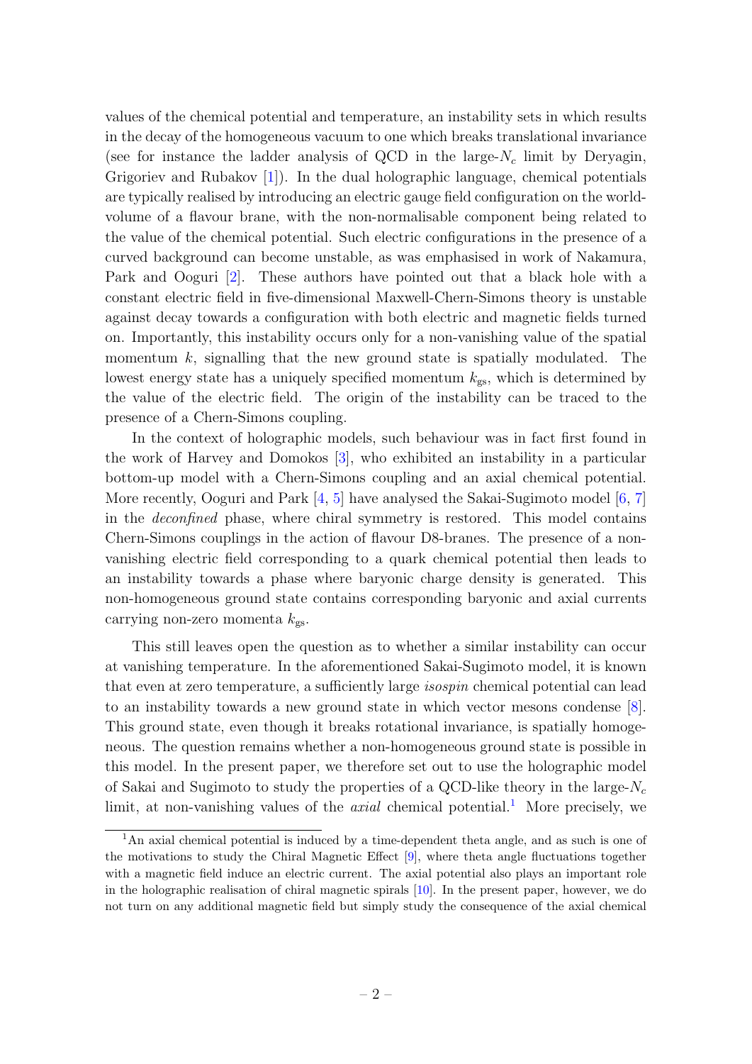values of the chemical potential and temperature, an instability sets in which results in the decay of the homogeneous vacuum to one which breaks translational invariance (see for instance the ladder analysis of QCD in the large-$N_c$ limit by Deryagin, Grigoriev and Rubakov [1]). In the dual holographic language, chemical potentials are typically realised by introducing an electric gauge field configuration on the worldvolume of a flavour brane, with the non-normalisable component being related to the value of the chemical potential. Such electric configurations in the presence of a curved background can become unstable, as was emphasised in work of Nakamura, Park and Ooguri [2]. These authors have pointed out that a black hole with a constant electric field in five-dimensional Maxwell-Chern-Simons theory is unstable against decay towards a configuration with both electric and magnetic fields turned on. Importantly, this instability occurs only for a non-vanishing value of the spatial momentum $k$, signalling that the new ground state is spatially modulated. The lowest energy state has a uniquely specified momentum $k_{\text{gs}}$, which is determined by the value of the electric field. The origin of the instability can be traced to the presence of a Chern-Simons coupling.

In the context of holographic models, such behaviour was in fact first found in the work of Harvey and Domokos [3], who exhibited an instability in a particular bottom-up model with a Chern-Simons coupling and an axial chemical potential. More recently, Ooguri and Park [4, 5] have analysed the Sakai-Sugimoto model [6, 7] in the *deconfined* phase, where chiral symmetry is restored. This model contains Chern-Simons couplings in the action of flavour D8-branes. The presence of a non-vanishing electric field corresponding to a quark chemical potential then leads to an instability towards a phase where baryonic charge density is generated. This non-homogeneous ground state contains corresponding baryonic and axial currents carrying non-zero momenta $k_{\text{gs}}$.

This still leaves open the question as to whether a similar instability can occur at vanishing temperature. In the aforementioned Sakai-Sugimoto model, it is known that even at zero temperature, a sufficiently large *isospin* chemical potential can lead to an instability towards a new ground state in which vector mesons condense [8]. This ground state, even though it breaks rotational invariance, is spatially homogeneous. The question remains whether a non-homogeneous ground state is possible in this model. In the present paper, we therefore set out to use the holographic model of Sakai and Sugimoto to study the properties of a QCD-like theory in the large-$N_c$ limit, at non-vanishing values of the *axial* chemical potential.[1] More precisely, we

[1] An axial chemical potential is induced by a time-dependent theta angle, and as such is one of the motivations to study the Chiral Magnetic Effect [9], where theta angle fluctuations together with a magnetic field induce an electric current. The axial potential also plays an important role in the holographic realisation of chiral magnetic spirals [10]. In the present paper, however, we do not turn on any additional magnetic field but simply study the consequence of the axial chemical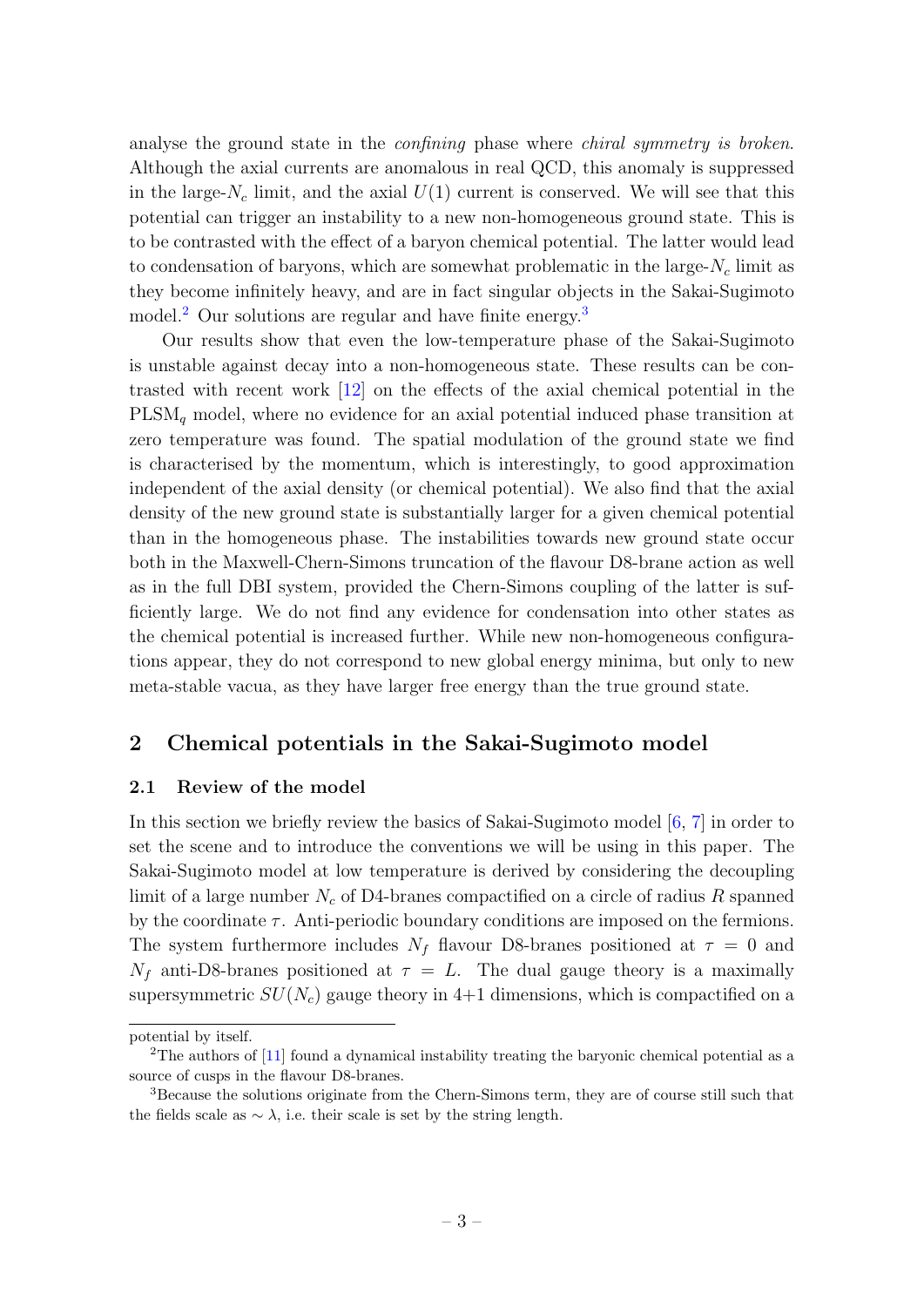analyse the ground state in the *confining* phase where *chiral symmetry is broken*. Although the axial currents are anomalous in real QCD, this anomaly is suppressed in the large-$N_c$ limit, and the axial $U(1)$ current is conserved. We will see that this potential can trigger an instability to a new non-homogeneous ground state. This is to be contrasted with the effect of a baryon chemical potential. The latter would lead to condensation of baryons, which are somewhat problematic in the large-$N_c$ limit as they become infinitely heavy, and are in fact singular objects in the Sakai-Sugimoto model.[2] Our solutions are regular and have finite energy.[3]

Our results show that even the low-temperature phase of the Sakai-Sugimoto is unstable against decay into a non-homogeneous state. These results can be contrasted with recent work [12] on the effects of the axial chemical potential in the $\text{PLSM}_q$ model, where no evidence for an axial potential induced phase transition at zero temperature was found. The spatial modulation of the ground state we find is characterised by the momentum, which is interestingly, to good approximation independent of the axial density (or chemical potential). We also find that the axial density of the new ground state is substantially larger for a given chemical potential than in the homogeneous phase. The instabilities towards new ground state occur both in the Maxwell-Chern-Simons truncation of the flavour D8-brane action as well as in the full DBI system, provided the Chern-Simons coupling of the latter is sufficiently large. We do not find any evidence for condensation into other states as the chemical potential is increased further. While new non-homogeneous configurations appear, they do not correspond to new global energy minima, but only to new meta-stable vacua, as they have larger free energy than the true ground state.

## 2 Chemical potentials in the Sakai-Sugimoto model

### 2.1 Review of the model

In this section we briefly review the basics of Sakai-Sugimoto model [6, 7] in order to set the scene and to introduce the conventions we will be using in this paper. The Sakai-Sugimoto model at low temperature is derived by considering the decoupling limit of a large number $N_c$ of D4-branes compactified on a circle of radius $R$ spanned by the coordinate $\tau$. Anti-periodic boundary conditions are imposed on the fermions. The system furthermore includes $N_f$ flavour D8-branes positioned at $\tau = 0$ and $N_f$ anti-D8-branes positioned at $\tau = L$. The dual gauge theory is a maximally supersymmetric $SU(N_c)$ gauge theory in 4+1 dimensions, which is compactified on a

potential by itself.

[2] The authors of [11] found a dynamical instability treating the baryonic chemical potential as a source of cusps in the flavour D8-branes.

[3] Because the solutions originate from the Chern-Simons term, they are of course still such that the fields scale as $\sim \lambda$, i.e. their scale is set by the string length.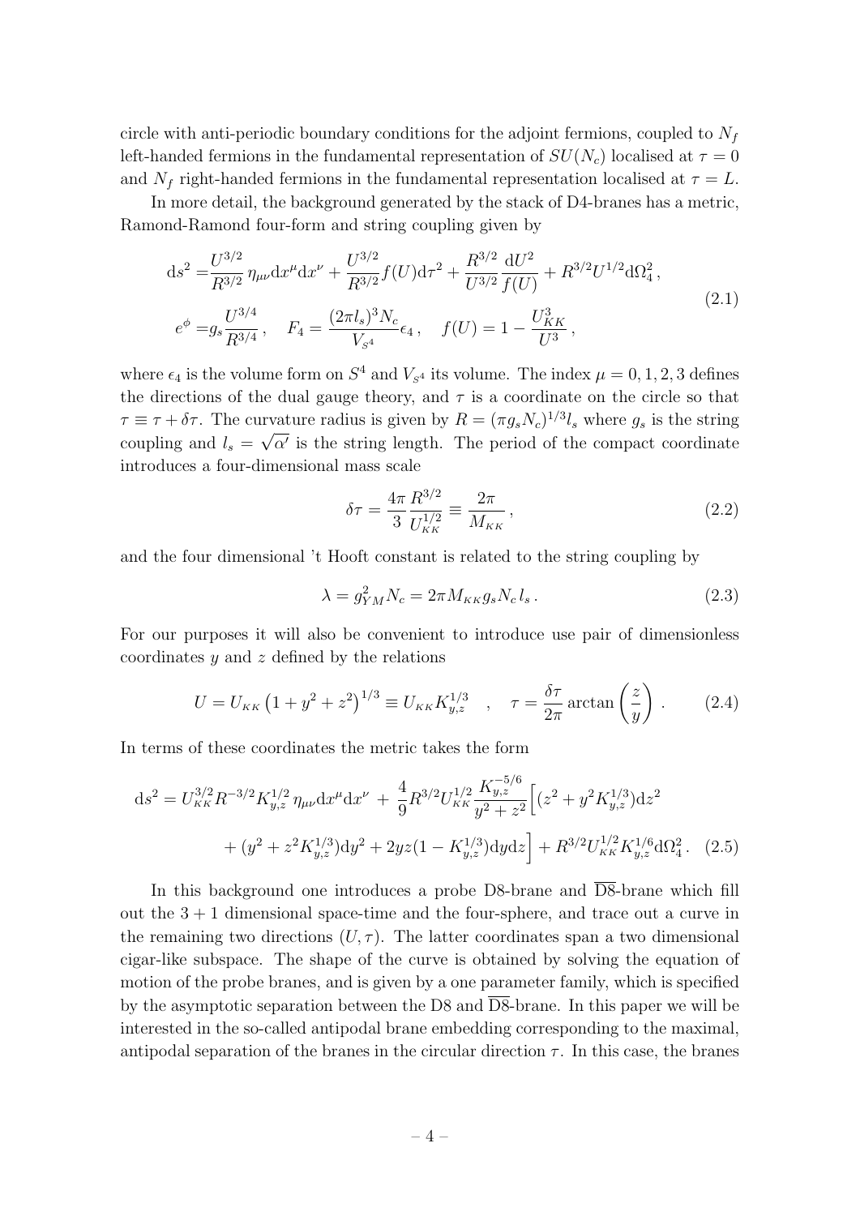circle with anti-periodic boundary conditions for the adjoint fermions, coupled to $N_f$ left-handed fermions in the fundamental representation of $SU(N_c)$ localised at $\tau = 0$ and $N_f$ right-handed fermions in the fundamental representation localised at $\tau = L$.

In more detail, the background generated by the stack of D4-branes has a metric, Ramond-Ramond four-form and string coupling given by

$$
\begin{aligned}
\mathrm{d}s^2 =& \frac{U^{3/2}}{R^{3/2}}\,\eta_{\mu\nu}\mathrm{d}x^\mu \mathrm{d}x^\nu + \frac{U^{3/2}}{R^{3/2}} f(U)\mathrm{d}\tau^2 + \frac{R^{3/2}}{U^{3/2}}\frac{\mathrm{d}U^2}{f(U)} + R^{3/2}U^{1/2}\mathrm{d}\Omega_4^2\,,\\
e^{\phi} =& g_s \frac{U^{3/4}}{R^{3/4}}\,, \quad F_4 = \frac{(2\pi l_s)^3 N_c}{V_{S^4}}\epsilon_4\,, \quad f(U) = 1 - \frac{U_{KK}^3}{U^3}\,,
\end{aligned}
\tag{2.1}
$$

where $\epsilon_4$ is the volume form on $S^4$ and $V_{S^4}$ its volume. The index $\mu = 0, 1, 2, 3$ defines the directions of the dual gauge theory, and $\tau$ is a coordinate on the circle so that $\tau \equiv \tau + \delta\tau$. The curvature radius is given by $R = (\pi g_s N_c)^{1/3} l_s$ where $g_s$ is the string coupling and $l_s = \sqrt{\alpha'}$ is the string length. The period of the compact coordinate introduces a four-dimensional mass scale

$$
\delta\tau = \frac{4\pi}{3}\frac{R^{3/2}}{U_{KK}^{1/2}} \equiv \frac{2\pi}{M_{KK}}\,,
\tag{2.2}
$$

and the four dimensional 't Hooft constant is related to the string coupling by

$$
\lambda = g_{YM}^2 N_c = 2\pi M_{KK} g_s N_c\, l_s\,.
\tag{2.3}
$$

For our purposes it will also be convenient to introduce use pair of dimensionless coordinates $y$ and $z$ defined by the relations

$$
U = U_{KK}\left(1 + y^2 + z^2\right)^{1/3} \equiv U_{KK} K_{y,z}^{1/3} \quad , \quad \tau = \frac{\delta\tau}{2\pi}\arctan\left(\frac{z}{y}\right)\,.
\tag{2.4}
$$

In terms of these coordinates the metric takes the form

$$
\begin{aligned}
\mathrm{d}s^2 = U_{KK}^{3/2} R^{-3/2} K_{y,z}^{1/2}\,\eta_{\mu\nu}\mathrm{d}x^\mu\mathrm{d}x^\nu \;+\; \frac{4}{9}R^{3/2}U_{KK}^{1/2}\frac{K_{y,z}^{-5/6}}{y^2+z^2}\Big[(z^2 + y^2 K_{y,z}^{1/3})\mathrm{d}z^2 \\
+ (y^2 + z^2 K_{y,z}^{1/3})\mathrm{d}y^2 + 2yz(1 - K_{y,z}^{1/3})\mathrm{d}y\mathrm{d}z\Big] + R^{3/2}U_{KK}^{1/2}K_{y,z}^{1/6}\mathrm{d}\Omega_4^2\,.
\end{aligned}
\tag{2.5}
$$

In this background one introduces a probe D8-brane and $\overline{\text{D8}}$-brane which fill out the $3+1$ dimensional space-time and the four-sphere, and trace out a curve in the remaining two directions $(U, \tau)$. The latter coordinates span a two dimensional cigar-like subspace. The shape of the curve is obtained by solving the equation of motion of the probe branes, and is given by a one parameter family, which is specified by the asymptotic separation between the D8 and $\overline{\text{D8}}$-brane. In this paper we will be interested in the so-called antipodal brane embedding corresponding to the maximal, antipodal separation of the branes in the circular direction $\tau$. In this case, the branes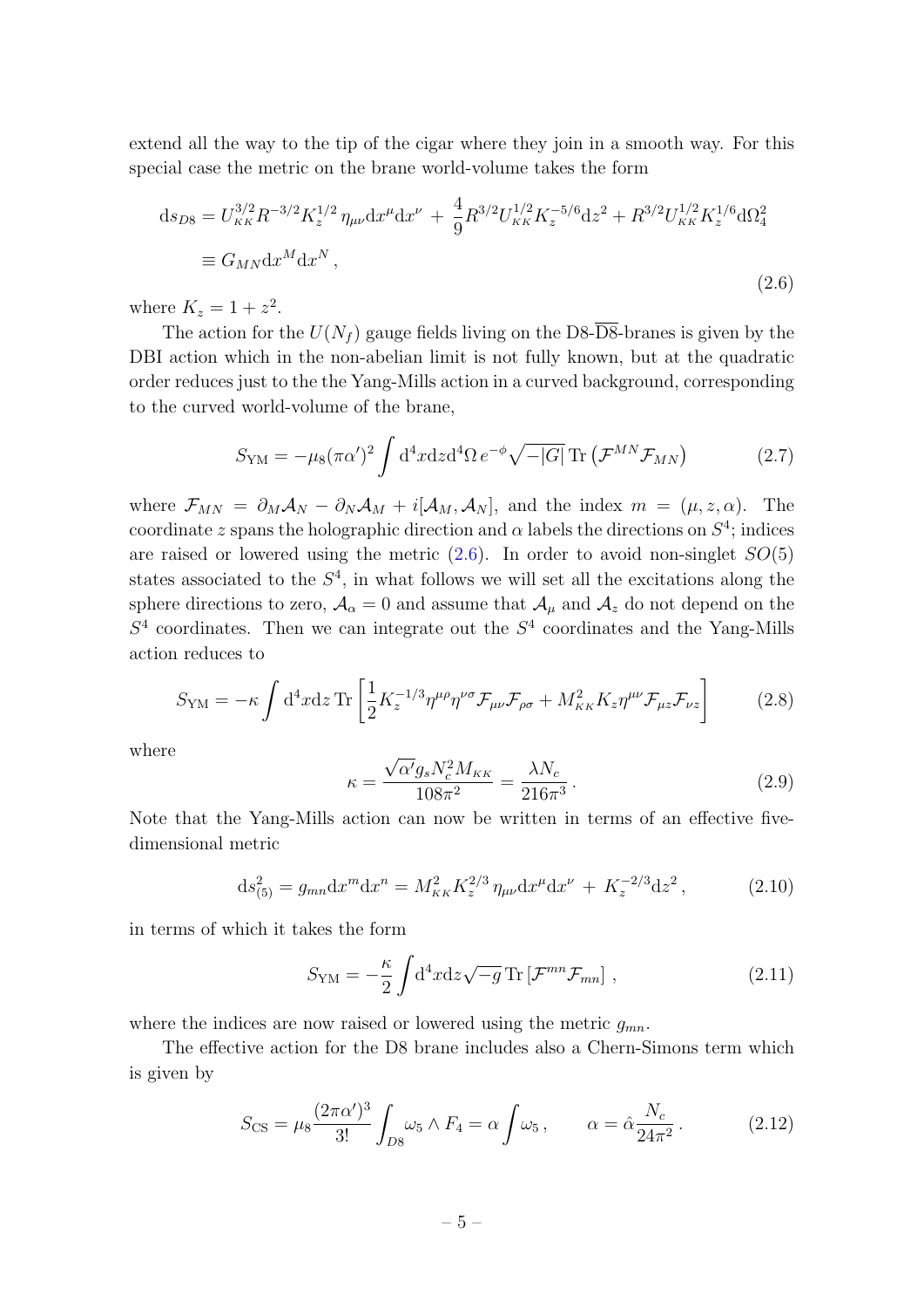extend all the way to the tip of the cigar where they join in a smooth way. For this special case the metric on the brane world-volume takes the form

$$
\begin{aligned}
\mathrm{d}s_{D8} &= U_{KK}^{3/2} R^{-3/2} K_z^{1/2}\, \eta_{\mu\nu} \mathrm{d}x^\mu \mathrm{d}x^\nu \,+\, \frac{4}{9} R^{3/2} U_{KK}^{1/2} K_z^{-5/6} \mathrm{d}z^2 + R^{3/2} U_{KK}^{1/2} K_z^{1/6} \mathrm{d}\Omega_4^2 \\
&\equiv G_{MN} \mathrm{d}x^M \mathrm{d}x^N \,,
\end{aligned}
\tag{2.6}
$$

where $K_z = 1 + z^2$.

The action for the $U(N_f)$ gauge fields living on the D8-$\overline{\text{D8}}$-branes is given by the DBI action which in the non-abelian limit is not fully known, but at the quadratic order reduces just to the the Yang-Mills action in a curved background, corresponding to the curved world-volume of the brane,

$$
S_{\text{YM}} = -\mu_8 (\pi\alpha')^2 \int \mathrm{d}^4x \mathrm{d}z \mathrm{d}^4\Omega\, e^{-\phi} \sqrt{-|G|}\, \mathrm{Tr}\left(\mathcal{F}^{MN} \mathcal{F}_{MN}\right) \tag{2.7}
$$

where $\mathcal{F}_{MN} = \partial_M \mathcal{A}_N - \partial_N \mathcal{A}_M + i[\mathcal{A}_M, \mathcal{A}_N]$, and the index $m = (\mu, z, \alpha)$. The coordinate $z$ spans the holographic direction and $\alpha$ labels the directions on $S^4$; indices are raised or lowered using the metric (2.6). In order to avoid non-singlet $SO(5)$ states associated to the $S^4$, in what follows we will set all the excitations along the sphere directions to zero, $\mathcal{A}_\alpha = 0$ and assume that $\mathcal{A}_\mu$ and $\mathcal{A}_z$ do not depend on the $S^4$ coordinates. Then we can integrate out the $S^4$ coordinates and the Yang-Mills action reduces to

$$
S_{\text{YM}} = -\kappa \int \mathrm{d}^4x \mathrm{d}z\, \mathrm{Tr}\left[\frac{1}{2} K_z^{-1/3} \eta^{\mu\rho} \eta^{\nu\sigma} \mathcal{F}_{\mu\nu} \mathcal{F}_{\rho\sigma} + M_{KK}^2 K_z \eta^{\mu\nu} \mathcal{F}_{\mu z} \mathcal{F}_{\nu z}\right] \tag{2.8}
$$

where

$$
\kappa = \frac{\sqrt{\alpha'} g_s N_c^2 M_{KK}}{108\pi^2} = \frac{\lambda N_c}{216\pi^3}\,. \tag{2.9}
$$

Note that the Yang-Mills action can now be written in terms of an effective five-dimensional metric

$$
\mathrm{d}s_{(5)}^2 = g_{mn} \mathrm{d}x^m \mathrm{d}x^n = M_{KK}^2 K_z^{2/3}\, \eta_{\mu\nu} \mathrm{d}x^\mu \mathrm{d}x^\nu \,+\, K_z^{-2/3} \mathrm{d}z^2\,, \tag{2.10}
$$

in terms of which it takes the form

$$
S_{\text{YM}} = -\frac{\kappa}{2} \int \mathrm{d}^4x \mathrm{d}z \sqrt{-g}\, \mathrm{Tr}\left[\mathcal{F}^{mn} \mathcal{F}_{mn}\right]\,, \tag{2.11}
$$

where the indices are now raised or lowered using the metric $g_{mn}$.

The effective action for the D8 brane includes also a Chern-Simons term which is given by

$$
S_{\text{CS}} = \mu_8 \frac{(2\pi\alpha')^3}{3!} \int_{D8} \omega_5 \wedge F_4 = \alpha \int \omega_5\,, \qquad \alpha = \hat{\alpha} \frac{N_c}{24\pi^2}\,. \tag{2.12}
$$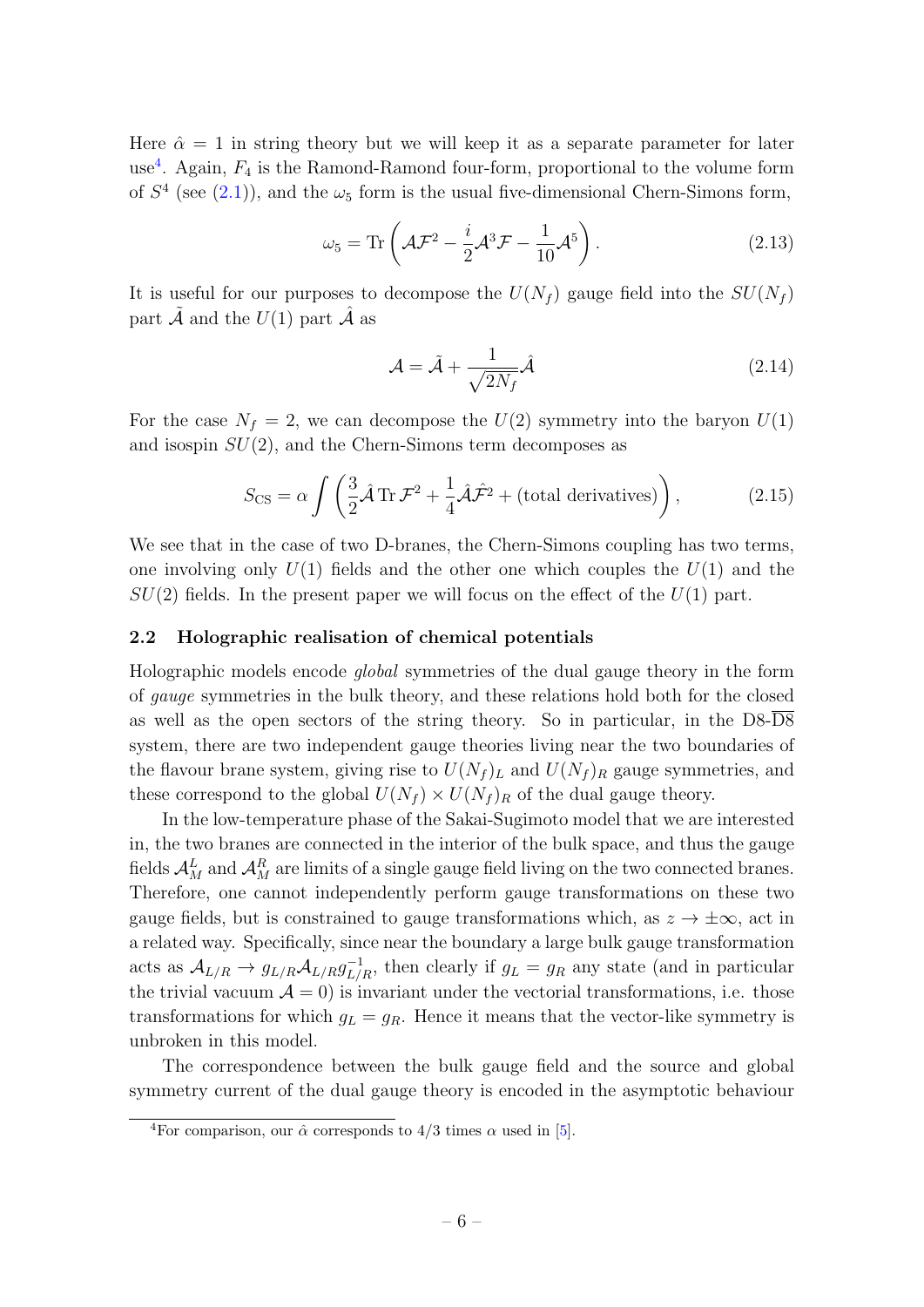Here $\hat{\alpha} = 1$ in string theory but we will keep it as a separate parameter for later use[4]. Again, $F_4$ is the Ramond-Ramond four-form, proportional to the volume form of $S^4$ (see (2.1)), and the $\omega_5$ form is the usual five-dimensional Chern-Simons form,

$$\omega_5 = \mathrm{Tr}\left(\mathcal{A}\mathcal{F}^2 - \frac{i}{2}\mathcal{A}^3\mathcal{F} - \frac{1}{10}\mathcal{A}^5\right). \tag{2.13}$$

It is useful for our purposes to decompose the $U(N_f)$ gauge field into the $SU(N_f)$ part $\tilde{\mathcal{A}}$ and the $U(1)$ part $\hat{\mathcal{A}}$ as

$$\mathcal{A} = \tilde{\mathcal{A}} + \frac{1}{\sqrt{2N_f}}\hat{\mathcal{A}} \tag{2.14}$$

For the case $N_f = 2$, we can decompose the $U(2)$ symmetry into the baryon $U(1)$ and isospin $SU(2)$, and the Chern-Simons term decomposes as

$$S_{\mathrm{CS}} = \alpha \int \left(\frac{3}{2}\hat{\mathcal{A}}\,\mathrm{Tr}\,\mathcal{F}^2 + \frac{1}{4}\hat{\mathcal{A}}\hat{\mathcal{F}}^2 + (\text{total derivatives})\right), \tag{2.15}$$

We see that in the case of two D-branes, the Chern-Simons coupling has two terms, one involving only $U(1)$ fields and the other one which couples the $U(1)$ and the $SU(2)$ fields. In the present paper we will focus on the effect of the $U(1)$ part.

### 2.2 Holographic realisation of chemical potentials

Holographic models encode *global* symmetries of the dual gauge theory in the form of *gauge* symmetries in the bulk theory, and these relations hold both for the closed as well as the open sectors of the string theory. So in particular, in the D8-$\overline{\text{D8}}$ system, there are two independent gauge theories living near the two boundaries of the flavour brane system, giving rise to $U(N_f)_L$ and $U(N_f)_R$ gauge symmetries, and these correspond to the global $U(N_f) \times U(N_f)_R$ of the dual gauge theory.

In the low-temperature phase of the Sakai-Sugimoto model that we are interested in, the two branes are connected in the interior of the bulk space, and thus the gauge fields $\mathcal{A}_M^L$ and $\mathcal{A}_M^R$ are limits of a single gauge field living on the two connected branes. Therefore, one cannot independently perform gauge transformations on these two gauge fields, but is constrained to gauge transformations which, as $z \to \pm\infty$, act in a related way. Specifically, since near the boundary a large bulk gauge transformation acts as $\mathcal{A}_{L/R} \to g_{L/R}\mathcal{A}_{L/R}g_{L/R}^{-1}$, then clearly if $g_L = g_R$ any state (and in particular the trivial vacuum $\mathcal{A} = 0$) is invariant under the vectorial transformations, i.e. those transformations for which $g_L = g_R$. Hence it means that the vector-like symmetry is unbroken in this model.

The correspondence between the bulk gauge field and the source and global symmetry current of the dual gauge theory is encoded in the asymptotic behaviour

[4] For comparison, our $\hat{\alpha}$ corresponds to 4/3 times $\alpha$ used in [5].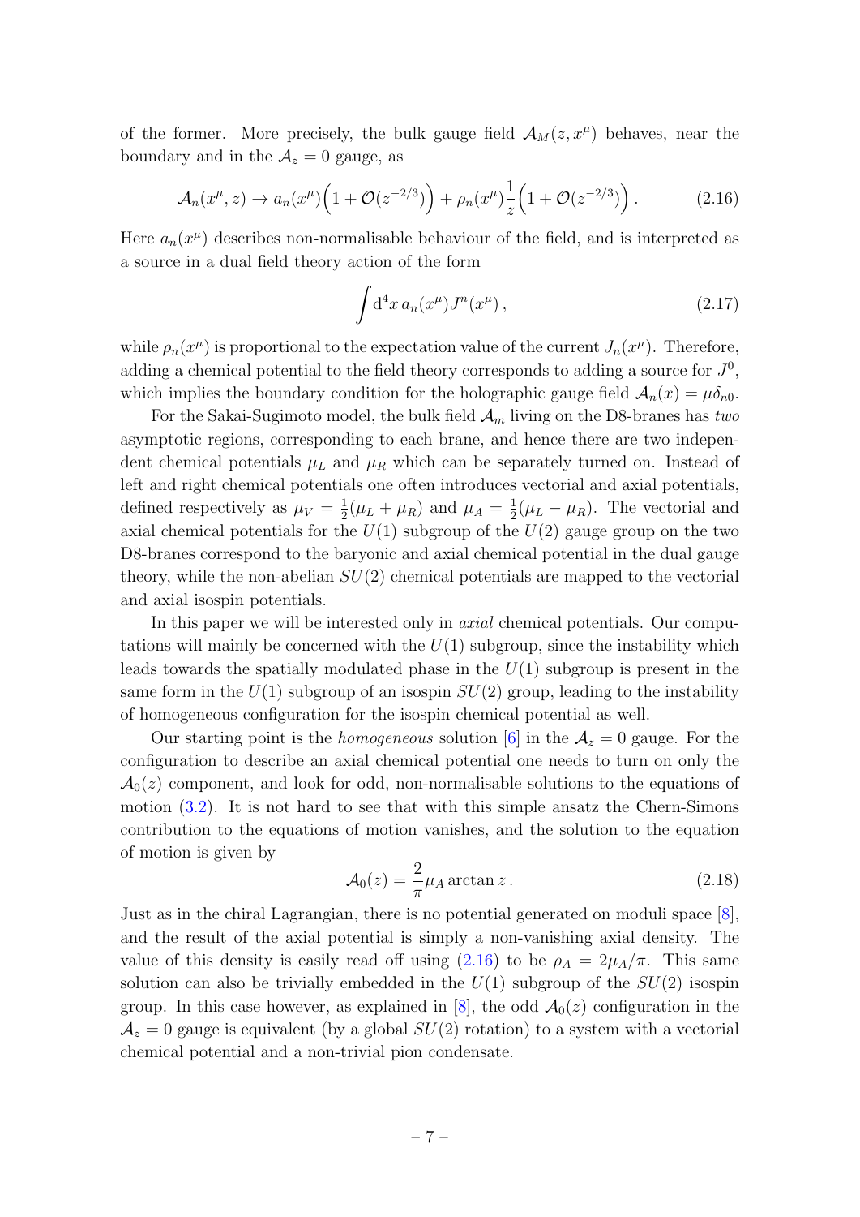of the former. More precisely, the bulk gauge field $\mathcal{A}_M(z, x^\mu)$ behaves, near the boundary and in the $\mathcal{A}_z = 0$ gauge, as

$$\mathcal{A}_n(x^\mu, z) \to a_n(x^\mu)\Big(1 + \mathcal{O}(z^{-2/3})\Big) + \rho_n(x^\mu)\frac{1}{z}\Big(1 + \mathcal{O}(z^{-2/3})\Big)\,. \tag{2.16}$$

Here $a_n(x^\mu)$ describes non-normalisable behaviour of the field, and is interpreted as a source in a dual field theory action of the form

$$\int \mathrm{d}^4x\, a_n(x^\mu) J^n(x^\mu)\,, \tag{2.17}$$

while $\rho_n(x^\mu)$ is proportional to the expectation value of the current $J_n(x^\mu)$. Therefore, adding a chemical potential to the field theory corresponds to adding a source for $J^0$, which implies the boundary condition for the holographic gauge field $\mathcal{A}_n(x) = \mu\delta_{n0}$.

For the Sakai-Sugimoto model, the bulk field $\mathcal{A}_m$ living on the D8-branes has *two* asymptotic regions, corresponding to each brane, and hence there are two independent chemical potentials $\mu_L$ and $\mu_R$ which can be separately turned on. Instead of left and right chemical potentials one often introduces vectorial and axial potentials, defined respectively as $\mu_V = \frac{1}{2}(\mu_L + \mu_R)$ and $\mu_A = \frac{1}{2}(\mu_L - \mu_R)$. The vectorial and axial chemical potentials for the $U(1)$ subgroup of the $U(2)$ gauge group on the two D8-branes correspond to the baryonic and axial chemical potential in the dual gauge theory, while the non-abelian $SU(2)$ chemical potentials are mapped to the vectorial and axial isospin potentials.

In this paper we will be interested only in *axial* chemical potentials. Our computations will mainly be concerned with the $U(1)$ subgroup, since the instability which leads towards the spatially modulated phase in the $U(1)$ subgroup is present in the same form in the $U(1)$ subgroup of an isospin $SU(2)$ group, leading to the instability of homogeneous configuration for the isospin chemical potential as well.

Our starting point is the *homogeneous* solution [6] in the $\mathcal{A}_z = 0$ gauge. For the configuration to describe an axial chemical potential one needs to turn on only the $\mathcal{A}_0(z)$ component, and look for odd, non-normalisable solutions to the equations of motion (3.2). It is not hard to see that with this simple ansatz the Chern-Simons contribution to the equations of motion vanishes, and the solution to the equation of motion is given by

$$\mathcal{A}_0(z) = \frac{2}{\pi}\mu_A \arctan z\,. \tag{2.18}$$

Just as in the chiral Lagrangian, there is no potential generated on moduli space [8], and the result of the axial potential is simply a non-vanishing axial density. The value of this density is easily read off using (2.16) to be $\rho_A = 2\mu_A/\pi$. This same solution can also be trivially embedded in the $U(1)$ subgroup of the $SU(2)$ isospin group. In this case however, as explained in [8], the odd $\mathcal{A}_0(z)$ configuration in the $\mathcal{A}_z = 0$ gauge is equivalent (by a global $SU(2)$ rotation) to a system with a vectorial chemical potential and a non-trivial pion condensate.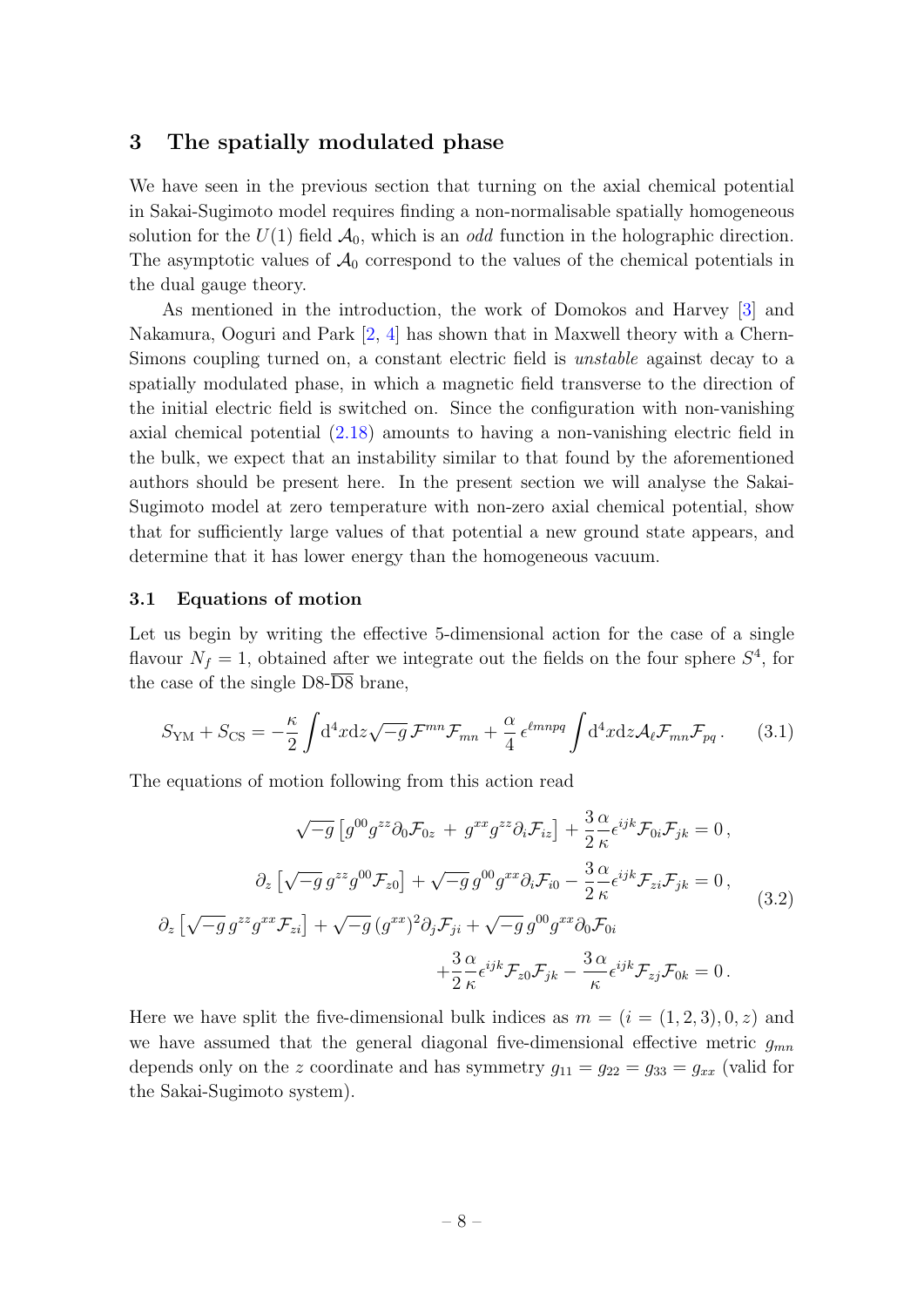## 3 The spatially modulated phase

We have seen in the previous section that turning on the axial chemical potential in Sakai-Sugimoto model requires finding a non-normalisable spatially homogeneous solution for the $U(1)$ field $\mathcal{A}_0$, which is an *odd* function in the holographic direction. The asymptotic values of $\mathcal{A}_0$ correspond to the values of the chemical potentials in the dual gauge theory.

As mentioned in the introduction, the work of Domokos and Harvey [3] and Nakamura, Ooguri and Park [2, 4] has shown that in Maxwell theory with a Chern-Simons coupling turned on, a constant electric field is *unstable* against decay to a spatially modulated phase, in which a magnetic field transverse to the direction of the initial electric field is switched on. Since the configuration with non-vanishing axial chemical potential (2.18) amounts to having a non-vanishing electric field in the bulk, we expect that an instability similar to that found by the aforementioned authors should be present here. In the present section we will analyse the Sakai-Sugimoto model at zero temperature with non-zero axial chemical potential, show that for sufficiently large values of that potential a new ground state appears, and determine that it has lower energy than the homogeneous vacuum.

### 3.1 Equations of motion

Let us begin by writing the effective 5-dimensional action for the case of a single flavour $N_f = 1$, obtained after we integrate out the fields on the four sphere $S^4$, for the case of the single D8-$\overline{\text{D8}}$ brane,

$$S_{\text{YM}} + S_{\text{CS}} = -\frac{\kappa}{2}\int \mathrm{d}^4x\mathrm{d}z\sqrt{-g}\,\mathcal{F}^{mn}\mathcal{F}_{mn} + \frac{\alpha}{4}\,\epsilon^{\ell mnpq}\int \mathrm{d}^4x\mathrm{d}z\mathcal{A}_\ell\mathcal{F}_{mn}\mathcal{F}_{pq}\,. \tag{3.1}$$

The equations of motion following from this action read

$$\begin{aligned}
\sqrt{-g}\left[g^{00}g^{zz}\partial_0\mathcal{F}_{0z} \,+\, g^{xx}g^{zz}\partial_i\mathcal{F}_{iz}\right] + \frac{3}{2}\frac{\alpha}{\kappa}\epsilon^{ijk}\mathcal{F}_{0i}\mathcal{F}_{jk} = 0\,,\\
\partial_z\left[\sqrt{-g}\,g^{zz}g^{00}\mathcal{F}_{z0}\right] + \sqrt{-g}\,g^{00}g^{xx}\partial_i\mathcal{F}_{i0} - \frac{3}{2}\frac{\alpha}{\kappa}\epsilon^{ijk}\mathcal{F}_{zi}\mathcal{F}_{jk} = 0\,,\\
\partial_z\left[\sqrt{-g}\,g^{zz}g^{xx}\mathcal{F}_{zi}\right] + \sqrt{-g}\,(g^{xx})^2\partial_j\mathcal{F}_{ji} + \sqrt{-g}\,g^{00}g^{xx}\partial_0\mathcal{F}_{0i}\\
+\frac{3}{2}\frac{\alpha}{\kappa}\epsilon^{ijk}\mathcal{F}_{z0}\mathcal{F}_{jk} - \frac{3}{\kappa}\frac{\alpha}{}\epsilon^{ijk}\mathcal{F}_{zj}\mathcal{F}_{0k} = 0\,.
\end{aligned} \tag{3.2}$$

Here we have split the five-dimensional bulk indices as $m = (i = (1,2,3), 0, z)$ and we have assumed that the general diagonal five-dimensional effective metric $g_{mn}$ depends only on the $z$ coordinate and has symmetry $g_{11} = g_{22} = g_{33} = g_{xx}$ (valid for the Sakai-Sugimoto system).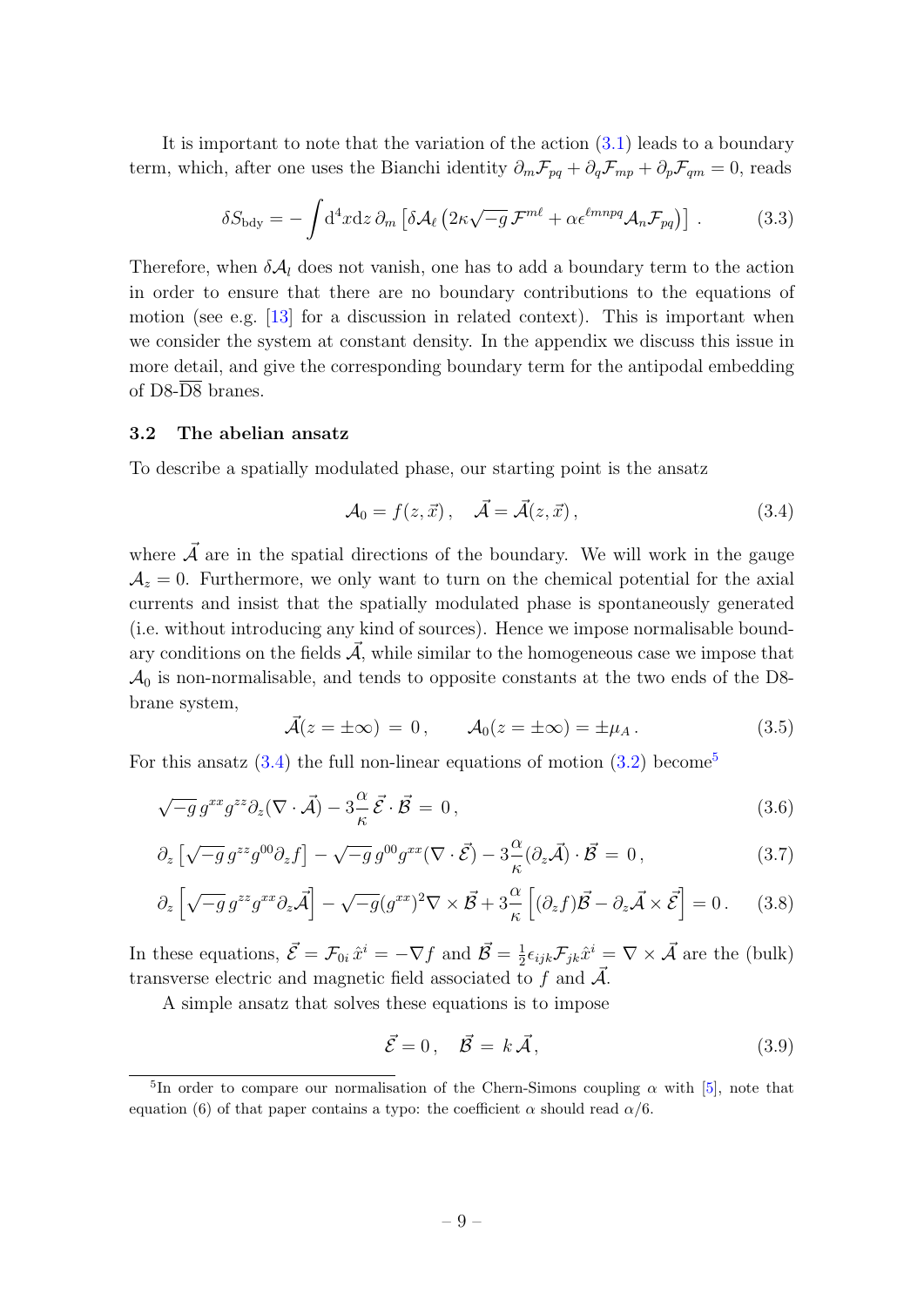It is important to note that the variation of the action (3.1) leads to a boundary term, which, after one uses the Bianchi identity $\partial_m \mathcal{F}_{pq} + \partial_q \mathcal{F}_{mp} + \partial_p \mathcal{F}_{qm} = 0$, reads

$$\delta S_{\rm bdy} = -\int {\rm d}^4x {\rm d}z\, \partial_m \left[\delta \mathcal{A}_\ell \left(2\kappa \sqrt{-g}\, \mathcal{F}^{m\ell} + \alpha \epsilon^{\ell m n p q} \mathcal{A}_n \mathcal{F}_{pq}\right)\right] . \tag{3.3}$$

Therefore, when $\delta \mathcal{A}_l$ does not vanish, one has to add a boundary term to the action in order to ensure that there are no boundary contributions to the equations of motion (see e.g. [13] for a discussion in related context). This is important when we consider the system at constant density. In the appendix we discuss this issue in more detail, and give the corresponding boundary term for the antipodal embedding of D8-$\overline{\text{D8}}$ branes.

### 3.2 The abelian ansatz

To describe a spatially modulated phase, our starting point is the ansatz

$$\mathcal{A}_0 = f(z, \vec{x})\,, \quad \vec{\mathcal{A}} = \vec{\mathcal{A}}(z, \vec{x})\,, \tag{3.4}$$

where $\vec{\mathcal{A}}$ are in the spatial directions of the boundary. We will work in the gauge $\mathcal{A}_z = 0$. Furthermore, we only want to turn on the chemical potential for the axial currents and insist that the spatially modulated phase is spontaneously generated (i.e. without introducing any kind of sources). Hence we impose normalisable boundary conditions on the fields $\vec{\mathcal{A}}$, while similar to the homogeneous case we impose that $\mathcal{A}_0$ is non-normalisable, and tends to opposite constants at the two ends of the D8-brane system,

$$\vec{\mathcal{A}}(z = \pm\infty) = 0\,, \qquad \mathcal{A}_0(z = \pm\infty) = \pm\mu_A\,. \tag{3.5}$$

For this ansatz (3.4) the full non-linear equations of motion (3.2) become[5]

$$\sqrt{-g}\, g^{xx} g^{zz} \partial_z (\nabla \cdot \vec{\mathcal{A}}) - 3\frac{\alpha}{\kappa}\, \vec{\mathcal{E}} \cdot \vec{\mathcal{B}} = 0\,, \tag{3.6}$$

$$\partial_z \left[\sqrt{-g}\, g^{zz} g^{00} \partial_z f\right] - \sqrt{-g}\, g^{00} g^{xx} (\nabla \cdot \vec{\mathcal{E}}) - 3\frac{\alpha}{\kappa} (\partial_z \vec{\mathcal{A}}) \cdot \vec{\mathcal{B}} = 0\,, \tag{3.7}$$

$$\partial_z \left[\sqrt{-g}\, g^{zz} g^{xx} \partial_z \vec{\mathcal{A}}\right] - \sqrt{-g} (g^{xx})^2 \nabla \times \vec{\mathcal{B}} + 3\frac{\alpha}{\kappa} \left[(\partial_z f) \vec{\mathcal{B}} - \partial_z \vec{\mathcal{A}} \times \vec{\mathcal{E}}\right] = 0\,. \tag{3.8}$$

In these equations, $\vec{\mathcal{E}} = \mathcal{F}_{0i}\, \hat{x}^i = -\nabla f$ and $\vec{\mathcal{B}} = \frac{1}{2}\epsilon_{ijk} \mathcal{F}_{jk} \hat{x}^i = \nabla \times \vec{\mathcal{A}}$ are the (bulk) transverse electric and magnetic field associated to $f$ and $\vec{\mathcal{A}}$.

A simple ansatz that solves these equations is to impose

$$\vec{\mathcal{E}} = 0\,, \quad \vec{\mathcal{B}} = k\, \vec{\mathcal{A}}\,, \tag{3.9}$$

[5] In order to compare our normalisation of the Chern-Simons coupling $\alpha$ with [5], note that equation (6) of that paper contains a typo: the coefficient $\alpha$ should read $\alpha/6$.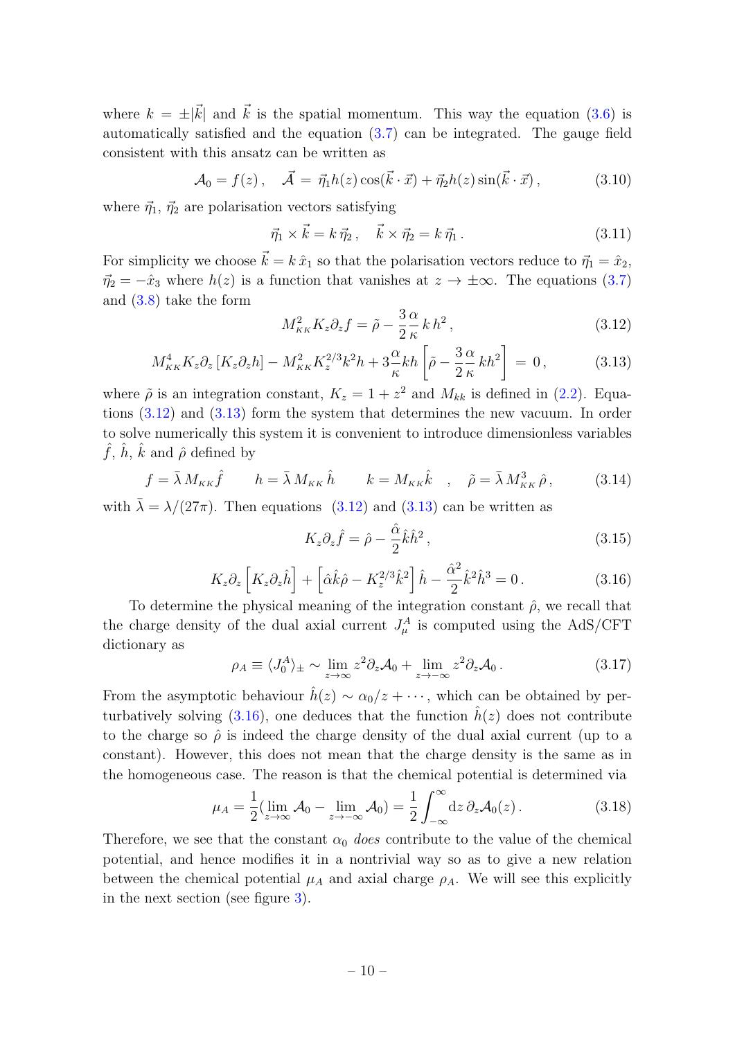where $k = \pm|\vec{k}|$ and $\vec{k}$ is the spatial momentum. This way the equation (3.6) is automatically satisfied and the equation (3.7) can be integrated. The gauge field consistent with this ansatz can be written as

$$\mathcal{A}_0 = f(z)\,, \quad \vec{\mathcal{A}} = \vec{\eta}_1 h(z)\cos(\vec{k}\cdot\vec{x}) + \vec{\eta}_2 h(z)\sin(\vec{k}\cdot\vec{x})\,, \tag{3.10}$$

where $\vec{\eta}_1$, $\vec{\eta}_2$ are polarisation vectors satisfying

$$\vec{\eta}_1 \times \vec{k} = k\,\vec{\eta}_2\,, \quad \vec{k}\times\vec{\eta}_2 = k\,\vec{\eta}_1\,. \tag{3.11}$$

For simplicity we choose $\vec{k} = k\,\hat{x}_1$ so that the polarisation vectors reduce to $\vec{\eta}_1 = \hat{x}_2$, $\vec{\eta}_2 = -\hat{x}_3$ where $h(z)$ is a function that vanishes at $z \to \pm\infty$. The equations (3.7) and (3.8) take the form

$$M_{KK}^2 K_z \partial_z f = \tilde{\rho} - \frac{3}{2}\frac{\alpha}{\kappa}\,k\,h^2\,, \tag{3.12}$$

$$M_{KK}^4 K_z\partial_z\left[K_z\partial_z h\right] - M_{KK}^2 K_z^{2/3}k^2 h + 3\frac{\alpha}{\kappa}kh\left[\tilde{\rho} - \frac{3}{2}\frac{\alpha}{\kappa}\,kh^2\right] \;=\; 0\,, \tag{3.13}$$

where $\tilde{\rho}$ is an integration constant, $K_z = 1 + z^2$ and $M_{kk}$ is defined in (2.2). Equations (3.12) and (3.13) form the system that determines the new vacuum. In order to solve numerically this system it is convenient to introduce dimensionless variables $\hat{f}$, $\hat{h}$, $\hat{k}$ and $\hat{\rho}$ defined by

$$f = \bar{\lambda}\,M_{KK}\,\hat{f} \qquad h = \bar{\lambda}\,M_{KK}\,\hat{h} \qquad k = M_{KK}\hat{k} \quad , \quad \tilde{\rho} = \bar{\lambda}\,M_{KK}^3\,\hat{\rho}\,, \tag{3.14}$$

with $\bar{\lambda} = \lambda/(27\pi)$. Then equations (3.12) and (3.13) can be written as

$$K_z\partial_z\hat{f} = \hat{\rho} - \frac{\hat{\alpha}}{2}\hat{k}\hat{h}^2\,, \tag{3.15}$$

$$K_z\partial_z\left[K_z\partial_z\hat{h}\right] + \left[\hat{\alpha}\hat{k}\hat{\rho} - K_z^{2/3}\hat{k}^2\right]\hat{h} - \frac{\hat{\alpha}^2}{2}\hat{k}^2\hat{h}^3 = 0\,. \tag{3.16}$$

To determine the physical meaning of the integration constant $\hat{\rho}$, we recall that the charge density of the dual axial current $J^A_\mu$ is computed using the AdS/CFT dictionary as

$$\rho_A \equiv \langle J^A_0\rangle_\pm \sim \lim_{z\to\infty} z^2\partial_z\mathcal{A}_0 + \lim_{z\to-\infty} z^2\partial_z\mathcal{A}_0\,. \tag{3.17}$$

From the asymptotic behaviour $\hat{h}(z) \sim \alpha_0/z + \cdots$, which can be obtained by perturbatively solving (3.16), one deduces that the function $\hat{h}(z)$ does not contribute to the charge so $\hat{\rho}$ is indeed the charge density of the dual axial current (up to a constant). However, this does not mean that the charge density is the same as in the homogeneous case. The reason is that the chemical potential is determined via

$$\mu_A = \frac{1}{2}(\lim_{z\to\infty}\mathcal{A}_0 - \lim_{z\to-\infty}\mathcal{A}_0) = \frac{1}{2}\int_{-\infty}^{\infty}\mathrm{d}z\,\partial_z\mathcal{A}_0(z)\,. \tag{3.18}$$

Therefore, we see that the constant $\alpha_0$ *does* contribute to the value of the chemical potential, and hence modifies it in a nontrivial way so as to give a new relation between the chemical potential $\mu_A$ and axial charge $\rho_A$. We will see this explicitly in the next section (see figure 3).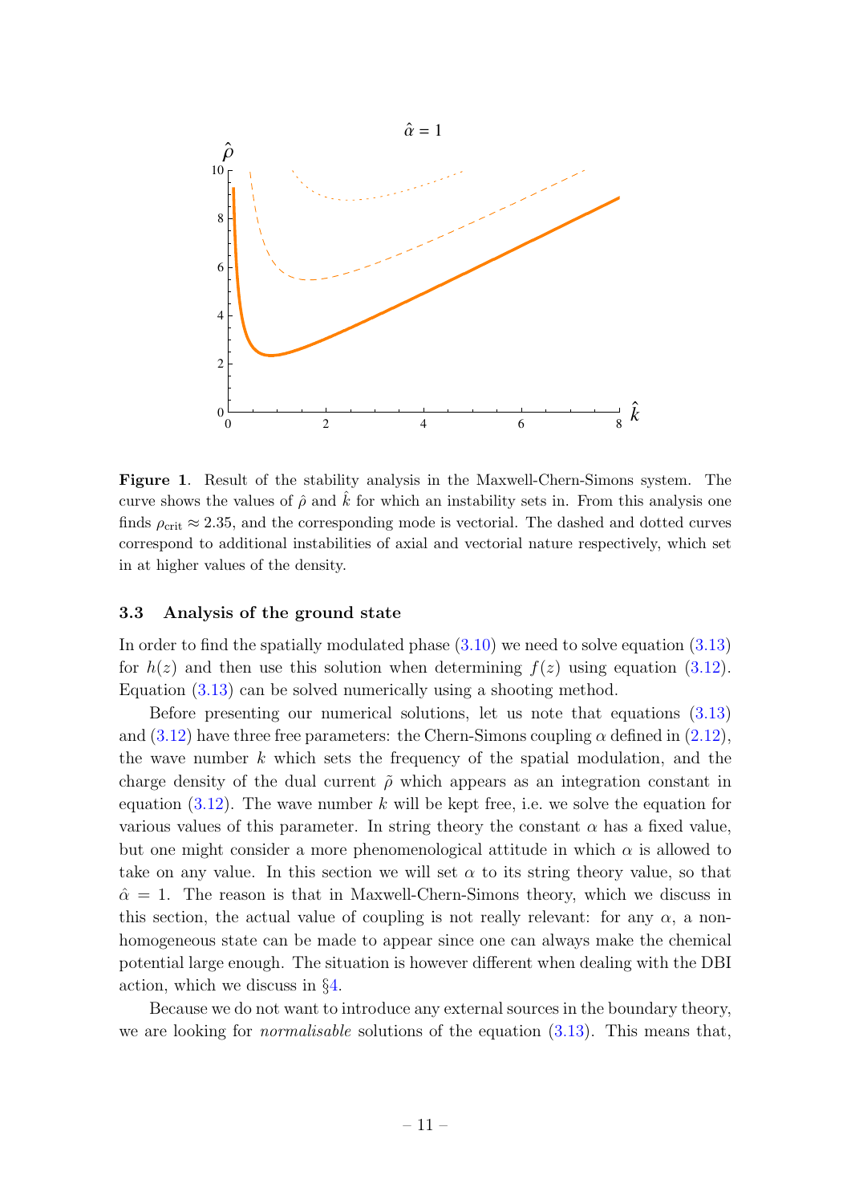$\hat{\alpha} = 1$

$\hat{\rho}$

10

8

6

4

2

0

0 2 4 6 8 $\hat{k}$

**Figure 1**. Result of the stability analysis in the Maxwell-Chern-Simons system. The curve shows the values of $\hat{\rho}$ and $\hat{k}$ for which an instability sets in. From this analysis one finds $\rho_{\text{crit}} \approx 2.35$, and the corresponding mode is vectorial. The dashed and dotted curves correspond to additional instabilities of axial and vectorial nature respectively, which set in at higher values of the density.

### 3.3 Analysis of the ground state

In order to find the spatially modulated phase (3.10) we need to solve equation (3.13) for $h(z)$ and then use this solution when determining $f(z)$ using equation (3.12). Equation (3.13) can be solved numerically using a shooting method.

Before presenting our numerical solutions, let us note that equations (3.13) and (3.12) have three free parameters: the Chern-Simons coupling $\alpha$ defined in (2.12), the wave number $k$ which sets the frequency of the spatial modulation, and the charge density of the dual current $\tilde{\rho}$ which appears as an integration constant in equation (3.12). The wave number $k$ will be kept free, i.e. we solve the equation for various values of this parameter. In string theory the constant $\alpha$ has a fixed value, but one might consider a more phenomenological attitude in which $\alpha$ is allowed to take on any value. In this section we will set $\alpha$ to its string theory value, so that $\hat{\alpha} = 1$. The reason is that in Maxwell-Chern-Simons theory, which we discuss in this section, the actual value of coupling is not really relevant: for any $\alpha$, a non-homogeneous state can be made to appear since one can always make the chemical potential large enough. The situation is however different when dealing with the DBI action, which we discuss in §4.

Because we do not want to introduce any external sources in the boundary theory, we are looking for *normalisable* solutions of the equation (3.13). This means that,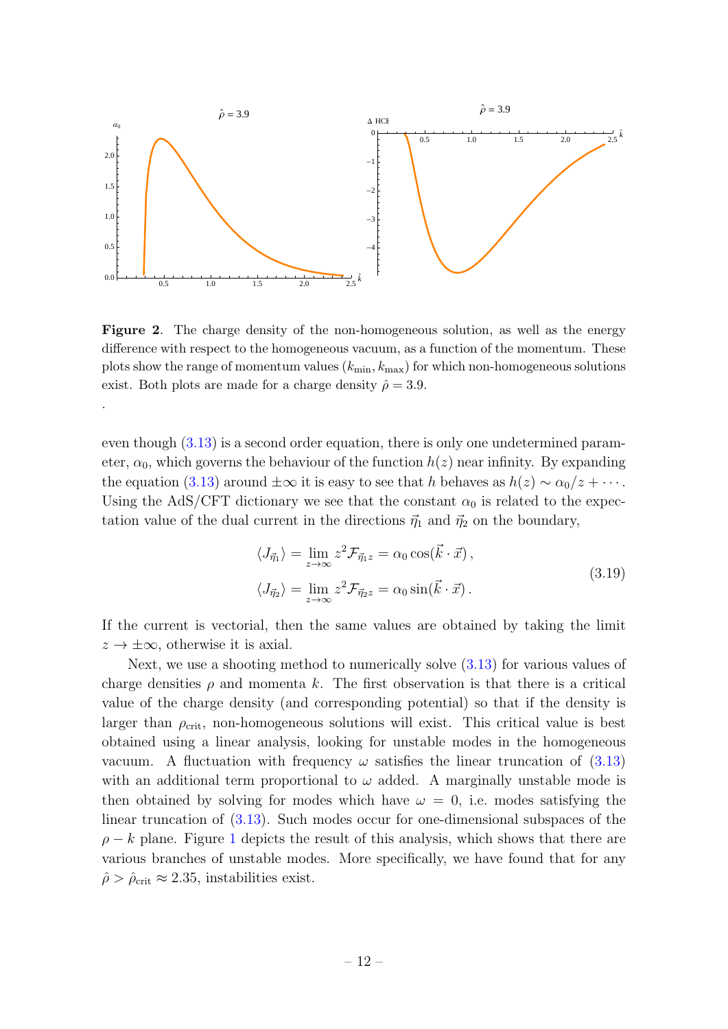$\hat{\rho} = 3.9$

$\alpha_0$

2.0

1.5

1.0

0.5

0.0

0.5 1.0 1.5 2.0 2.5 $\hat{k}$

$\hat{\rho} = 3.9$

Δ HCE

0

−1

−2

−3

−4

0.5 1.0 1.5 2.0 2.5 $\hat{k}$

**Figure 2**. The charge density of the non-homogeneous solution, as well as the energy difference with respect to the homogeneous vacuum, as a function of the momentum. These plots show the range of momentum values $(k_{\rm min}, k_{\rm max})$ for which non-homogeneous solutions exist. Both plots are made for a charge density $\hat{\rho} = 3.9$.

.

even though (3.13) is a second order equation, there is only one undetermined parameter, $\alpha_0$, which governs the behaviour of the function $h(z)$ near infinity. By expanding the equation (3.13) around $\pm\infty$ it is easy to see that $h$ behaves as $h(z) \sim \alpha_0/z + \cdots$. Using the AdS/CFT dictionary we see that the constant $\alpha_0$ is related to the expectation value of the dual current in the directions $\vec{\eta}_1$ and $\vec{\eta}_2$ on the boundary,

$$
\begin{aligned}
\langle J_{\vec{\eta}_1} \rangle &= \lim_{z\to\infty} z^2 \mathcal{F}_{\vec{\eta}_1 z} = \alpha_0 \cos(\vec{k}\cdot\vec{x})\,, \\
\langle J_{\vec{\eta}_2} \rangle &= \lim_{z\to\infty} z^2 \mathcal{F}_{\vec{\eta}_2 z} = \alpha_0 \sin(\vec{k}\cdot\vec{x})\,.
\end{aligned}
\tag{3.19}
$$

If the current is vectorial, then the same values are obtained by taking the limit $z \to \pm\infty$, otherwise it is axial.

Next, we use a shooting method to numerically solve (3.13) for various values of charge densities $\rho$ and momenta $k$. The first observation is that there is a critical value of the charge density (and corresponding potential) so that if the density is larger than $\rho_{\rm crit}$, non-homogeneous solutions will exist. This critical value is best obtained using a linear analysis, looking for unstable modes in the homogeneous vacuum. A fluctuation with frequency $\omega$ satisfies the linear truncation of (3.13) with an additional term proportional to $\omega$ added. A marginally unstable mode is then obtained by solving for modes which have $\omega = 0$, i.e. modes satisfying the linear truncation of (3.13). Such modes occur for one-dimensional subspaces of the $\rho - k$ plane. Figure 1 depicts the result of this analysis, which shows that there are various branches of unstable modes. More specifically, we have found that for any $\hat{\rho} > \hat{\rho}_{\rm crit} \approx 2.35$, instabilities exist.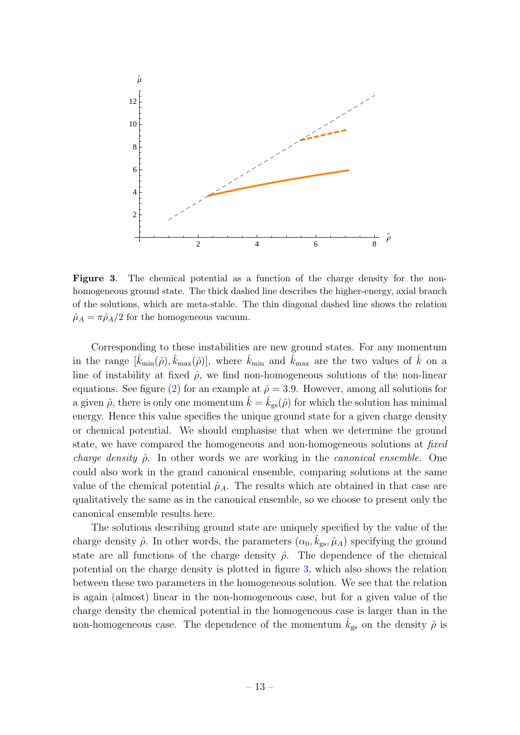$\hat{\mu}$

12

10

8

6

4

2

2

4

6

8

$\hat{\rho}$

**Figure 3**. The chemical potential as a function of the charge density for the non-homogeneous ground state. The thick dashed line describes the higher-energy, axial branch of the solutions, which are meta-stable. The thin diagonal dashed line shows the relation $\hat{\mu}_A = \pi\hat{\rho}_A/2$ for the homogeneous vacuum.

Corresponding to these instabilities are new ground states. For any momentum in the range $[\hat{k}_{\text{min}}(\hat{\rho}), \hat{k}_{\text{max}}(\hat{\rho})]$, where $\hat{k}_{\text{min}}$ and $\hat{k}_{\text{max}}$ are the two values of $\hat{k}$ on a line of instability at fixed $\hat{\rho}$, we find non-homogeneous solutions of the non-linear equations. See figure (2) for an example at $\hat{\rho} = 3.9$. However, among all solutions for a given $\hat{\rho}$, there is only one momentum $\hat{k} = \hat{k}_{\text{gs}}(\hat{\rho})$ for which the solution has minimal energy. Hence this value specifies the unique ground state for a given charge density or chemical potential. We should emphasise that when we determine the ground state, we have compared the homogeneous and non-homogeneous solutions at *fixed charge density* $\hat{\rho}$. In other words we are working in the *canonical ensemble*. One could also work in the grand canonical ensemble, comparing solutions at the same value of the chemical potential $\hat{\mu}_A$. The results which are obtained in that case are qualitatively the same as in the canonical ensemble, so we choose to present only the canonical ensemble results here.

The solutions describing ground state are uniquely specified by the value of the charge density $\hat{\rho}$. In other words, the parameters $(\alpha_0, \hat{k}_{\text{gs}}, \hat{\mu}_A)$ specifying the ground state are all functions of the charge density $\hat{\rho}$. The dependence of the chemical potential on the charge density is plotted in figure 3, which also shows the relation between these two parameters in the homogeneous solution. We see that the relation is again (almost) linear in the non-homogeneous case, but for a given value of the charge density the chemical potential in the homogeneous case is larger than in the non-homogeneous case. The dependence of the momentum $\hat{k}_{\text{gs}}$ on the density $\hat{\rho}$ is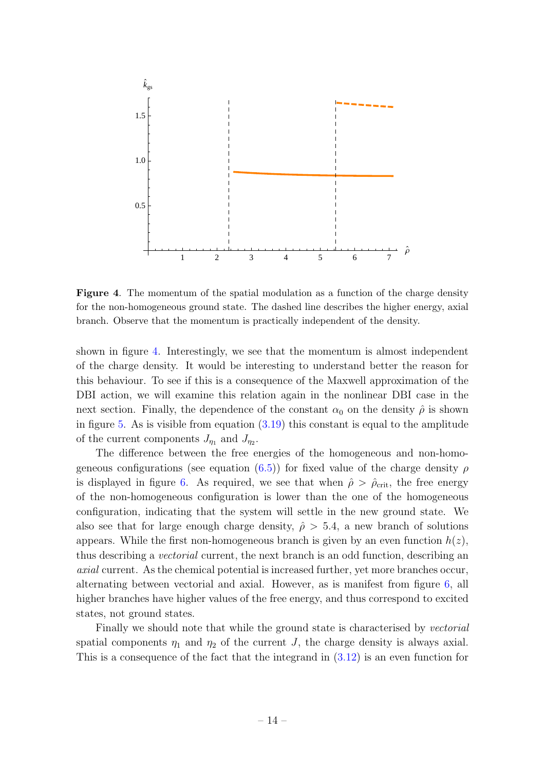$\hat{k}_{gs}$

1.5

1.0

0.5

1 2 3 4 5 6 7 $\hat{\rho}$

**Figure 4**. The momentum of the spatial modulation as a function of the charge density for the non-homogeneous ground state. The dashed line describes the higher energy, axial branch. Observe that the momentum is practically independent of the density.

shown in figure 4. Interestingly, we see that the momentum is almost independent of the charge density. It would be interesting to understand better the reason for this behaviour. To see if this is a consequence of the Maxwell approximation of the DBI action, we will examine this relation again in the nonlinear DBI case in the next section. Finally, the dependence of the constant $\alpha_0$ on the density $\hat{\rho}$ is shown in figure 5. As is visible from equation (3.19) this constant is equal to the amplitude of the current components $J_{\eta_1}$ and $J_{\eta_2}$.

The difference between the free energies of the homogeneous and non-homogeneous configurations (see equation (6.5)) for fixed value of the charge density $\rho$ is displayed in figure 6. As required, we see that when $\hat{\rho} > \hat{\rho}_{\text{crit}}$, the free energy of the non-homogeneous configuration is lower than the one of the homogeneous configuration, indicating that the system will settle in the new ground state. We also see that for large enough charge density, $\hat{\rho} > 5.4$, a new branch of solutions appears. While the first non-homogeneous branch is given by an even function $h(z)$, thus describing a *vectorial* current, the next branch is an odd function, describing an *axial* current. As the chemical potential is increased further, yet more branches occur, alternating between vectorial and axial. However, as is manifest from figure 6, all higher branches have higher values of the free energy, and thus correspond to excited states, not ground states.

Finally we should note that while the ground state is characterised by *vectorial* spatial components $\eta_1$ and $\eta_2$ of the current $J$, the charge density is always axial. This is a consequence of the fact that the integrand in (3.12) is an even function for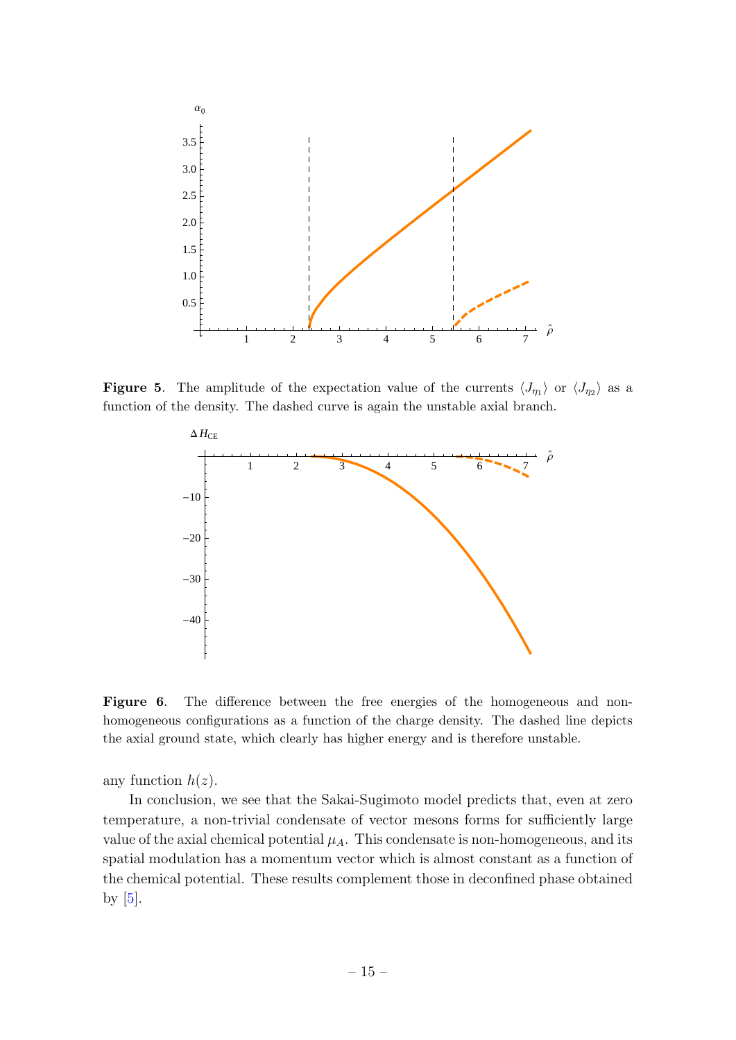$\alpha_0$

3.5

3.0

2.5

2.0

1.5

1.0

0.5

1 2 3 4 5 6 7 $\hat{\rho}$

**Figure 5**. The amplitude of the expectation value of the currents $\langle J_{\eta_1} \rangle$ or $\langle J_{\eta_2} \rangle$ as a function of the density. The dashed curve is again the unstable axial branch.

$\Delta H_{\rm CE}$

1 2 3 4 5 6 7 $\hat{\rho}$

−10

−20

−30

−40

**Figure 6**. The difference between the free energies of the homogeneous and non-homogeneous configurations as a function of the charge density. The dashed line depicts the axial ground state, which clearly has higher energy and is therefore unstable.

any function $h(z)$.

In conclusion, we see that the Sakai-Sugimoto model predicts that, even at zero temperature, a non-trivial condensate of vector mesons forms for sufficiently large value of the axial chemical potential $\mu_A$. This condensate is non-homogeneous, and its spatial modulation has a momentum vector which is almost constant as a function of the chemical potential. These results complement those in deconfined phase obtained by [5].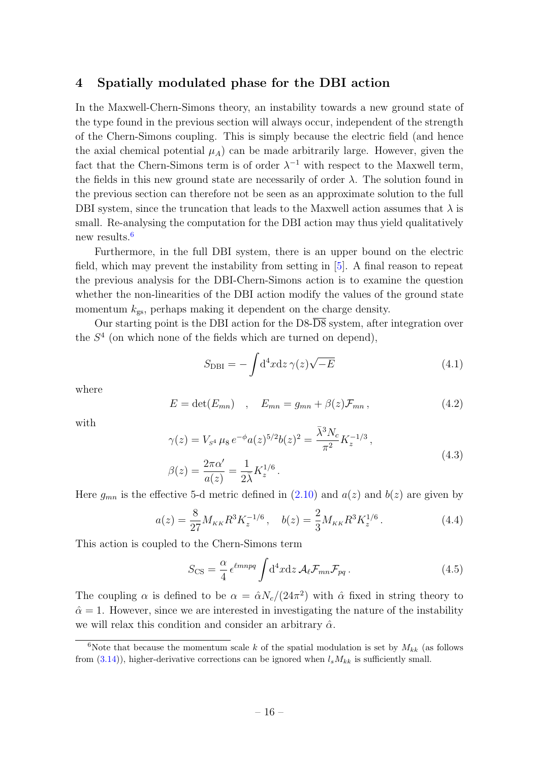## 4 Spatially modulated phase for the DBI action

In the Maxwell-Chern-Simons theory, an instability towards a new ground state of the type found in the previous section will always occur, independent of the strength of the Chern-Simons coupling. This is simply because the electric field (and hence the axial chemical potential $\mu_A$) can be made arbitrarily large. However, given the fact that the Chern-Simons term is of order $\lambda^{-1}$ with respect to the Maxwell term, the fields in this new ground state are necessarily of order $\lambda$. The solution found in the previous section can therefore not be seen as an approximate solution to the full DBI system, since the truncation that leads to the Maxwell action assumes that $\lambda$ is small. Re-analysing the computation for the DBI action may thus yield qualitatively new results.[6]

Furthermore, in the full DBI system, there is an upper bound on the electric field, which may prevent the instability from setting in [5]. A final reason to repeat the previous analysis for the DBI-Chern-Simons action is to examine the question whether the non-linearities of the DBI action modify the values of the ground state momentum $k_{\text{gs}}$, perhaps making it dependent on the charge density.

Our starting point is the DBI action for the D8-$\overline{\text{D8}}$ system, after integration over the $S^4$ (on which none of the fields which are turned on depend),

$$S_{\text{DBI}} = -\int \mathrm{d}^4x\mathrm{d}z\, \gamma(z)\sqrt{-E} \tag{4.1}$$

where

$$E = \det(E_{mn}) \quad , \quad E_{mn} = g_{mn} + \beta(z)\mathcal{F}_{mn}\,, \tag{4.2}$$

with

$$\begin{aligned} \gamma(z) &= V_{S^4}\,\mu_8\,e^{-\phi}a(z)^{5/2}b(z)^2 = \frac{\bar{\lambda}^3 N_c}{\pi^2}K_z^{-1/3}\,,\\ \beta(z) &= \frac{2\pi\alpha'}{a(z)} = \frac{1}{2\bar{\lambda}}K_z^{1/6}\,. \end{aligned} \tag{4.3}$$

Here $g_{mn}$ is the effective 5-d metric defined in (2.10) and $a(z)$ and $b(z)$ are given by

$$a(z) = \frac{8}{27}M_{KK}R^3K_z^{-1/6}\,, \quad b(z) = \frac{2}{3}M_{KK}R^3K_z^{1/6}\,. \tag{4.4}$$

This action is coupled to the Chern-Simons term

$$S_{\text{CS}} = \frac{\alpha}{4}\,\epsilon^{\ell mnpq}\int \mathrm{d}^4x\mathrm{d}z\,\mathcal{A}_\ell\mathcal{F}_{mn}\mathcal{F}_{pq}\,. \tag{4.5}$$

The coupling $\alpha$ is defined to be $\alpha = \hat{\alpha}N_c/(24\pi^2)$ with $\hat{\alpha}$ fixed in string theory to $\hat{\alpha} = 1$. However, since we are interested in investigating the nature of the instability we will relax this condition and consider an arbitrary $\hat{\alpha}$.

[6] Note that because the momentum scale $k$ of the spatial modulation is set by $M_{kk}$ (as follows from (3.14)), higher-derivative corrections can be ignored when $l_s M_{kk}$ is sufficiently small.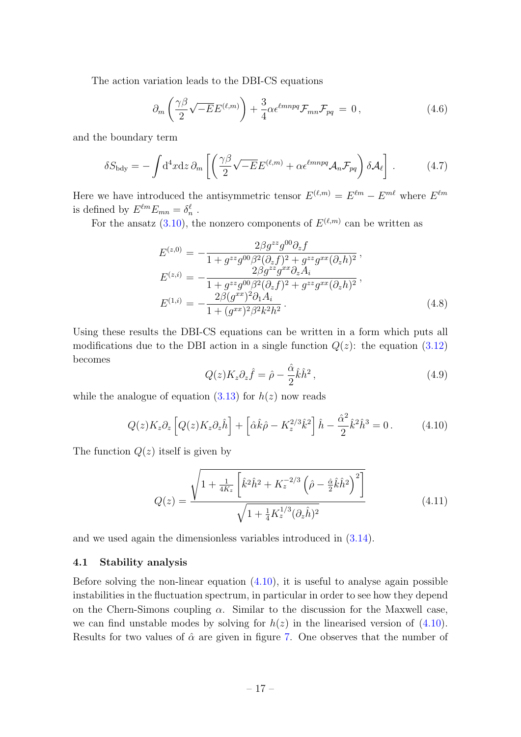The action variation leads to the DBI-CS equations

$$\partial_m \left( \frac{\gamma\beta}{2} \sqrt{-E} E^{(\ell,m)} \right) + \frac{3}{4} \alpha \epsilon^{\ell mnpq} \mathcal{F}_{mn} \mathcal{F}_{pq} \, = \, 0 \,, \tag{4.6}$$

and the boundary term

$$\delta S_{\rm bdy} = - \int {\rm d}^4 x {\rm d}z \, \partial_m \left[ \left( \frac{\gamma\beta}{2} \sqrt{-E} E^{(\ell,m)} + \alpha \epsilon^{\ell mnpq} \mathcal{A}_n \mathcal{F}_{pq} \right) \delta \mathcal{A}_\ell \right] . \tag{4.7}$$

Here we have introduced the antisymmetric tensor $E^{(\ell,m)} = E^{\ell m} - E^{m\ell}$ where $E^{\ell m}$ is defined by $E^{\ell m} E_{mn} = \delta^\ell_n$ .

For the ansatz (3.10), the nonzero components of $E^{(\ell,m)}$ can be written as

$$\begin{aligned}
E^{(z,0)} &= - \frac{2\beta g^{zz} g^{00} \partial_z f}{1 + g^{zz} g^{00} \beta^2 (\partial_z f)^2 + g^{zz} g^{xx} (\partial_z h)^2} \,, \\
E^{(z,i)} &= - \frac{2\beta g^{zz} g^{xx} \partial_z A_i}{1 + g^{zz} g^{00} \beta^2 (\partial_z f)^2 + g^{zz} g^{xx} (\partial_z h)^2} \,, \\
E^{(1,i)} &= - \frac{2\beta (g^{xx})^2 \partial_1 A_i}{1 + (g^{xx})^2 \beta^2 k^2 h^2} \,.
\end{aligned} \tag{4.8}$$

Using these results the DBI-CS equations can be written in a form which puts all modifications due to the DBI action in a single function $Q(z)$: the equation (3.12) becomes

$$Q(z) K_z \partial_z \hat{f} = \hat{\rho} - \frac{\hat{\alpha}}{2} \hat{k} \hat{h}^2 \,, \tag{4.9}$$

while the analogue of equation (3.13) for $h(z)$ now reads

$$Q(z) K_z \partial_z \left[ Q(z) K_z \partial_z \hat{h} \right] + \left[ \hat{\alpha} \hat{k} \hat{\rho} - K_z^{2/3} \hat{k}^2 \right] \hat{h} - \frac{\hat{\alpha}^2}{2} \hat{k}^2 \hat{h}^3 = 0 \,. \tag{4.10}$$

The function $Q(z)$ itself is given by

$$Q(z) = \frac{\sqrt{1 + \frac{1}{4K_z} \left[ \hat{k}^2 \hat{h}^2 + K_z^{-2/3} \left( \hat{\rho} - \frac{\hat{\alpha}}{2} \hat{k} \hat{h}^2 \right)^2 \right]}}{\sqrt{1 + \frac{1}{4} K_z^{1/3} (\partial_z \hat{h})^2}} \tag{4.11}$$

and we used again the dimensionless variables introduced in (3.14).

### 4.1 Stability analysis

Before solving the non-linear equation (4.10), it is useful to analyse again possible instabilities in the fluctuation spectrum, in particular in order to see how they depend on the Chern-Simons coupling $\alpha$. Similar to the discussion for the Maxwell case, we can find unstable modes by solving for $h(z)$ in the linearised version of (4.10). Results for two values of $\hat{\alpha}$ are given in figure 7. One observes that the number of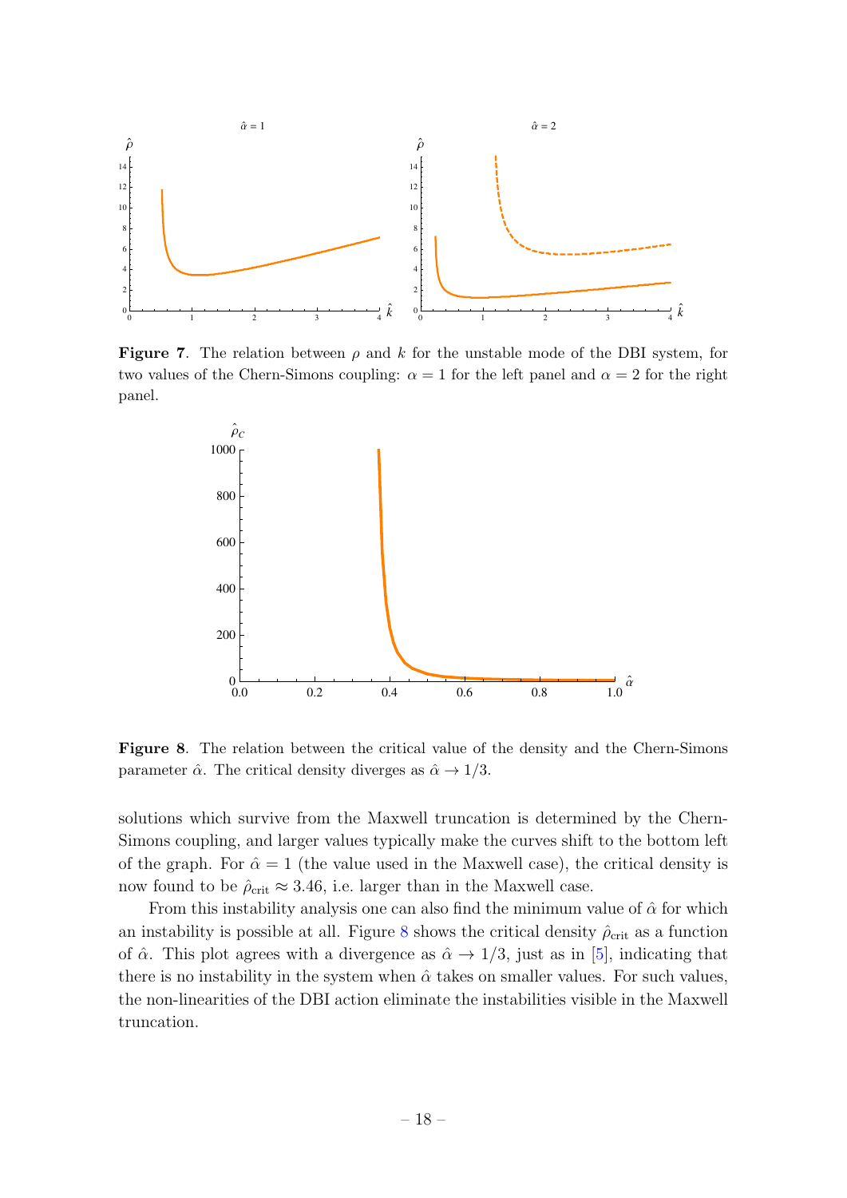$\hat{\alpha} = 1$

$\hat{\rho}$

14
12
10
8
6
4
2
0

0 1 2 3 4 $\hat{k}$

$\hat{\alpha} = 2$

$\hat{\rho}$

14
12
10
8
6
4
2
0

0 1 2 3 4 $\hat{k}$

**Figure 7**. The relation between $\rho$ and $k$ for the unstable mode of the DBI system, for two values of the Chern-Simons coupling: $\alpha = 1$ for the left panel and $\alpha = 2$ for the right panel.

$\hat{\rho}_C$

1000
800
600
400
200
0

0.0 0.2 0.4 0.6 0.8 1.0 $\hat{\alpha}$

**Figure 8**. The relation between the critical value of the density and the Chern-Simons parameter $\hat{\alpha}$. The critical density diverges as $\hat{\alpha} \to 1/3$.

solutions which survive from the Maxwell truncation is determined by the Chern-Simons coupling, and larger values typically make the curves shift to the bottom left of the graph. For $\hat{\alpha} = 1$ (the value used in the Maxwell case), the critical density is now found to be $\hat{\rho}_{\text{crit}} \approx 3.46$, i.e. larger than in the Maxwell case.

From this instability analysis one can also find the minimum value of $\hat{\alpha}$ for which an instability is possible at all. Figure 8 shows the critical density $\hat{\rho}_{\text{crit}}$ as a function of $\hat{\alpha}$. This plot agrees with a divergence as $\hat{\alpha} \to 1/3$, just as in [5], indicating that there is no instability in the system when $\hat{\alpha}$ takes on smaller values. For such values, the non-linearities of the DBI action eliminate the instabilities visible in the Maxwell truncation.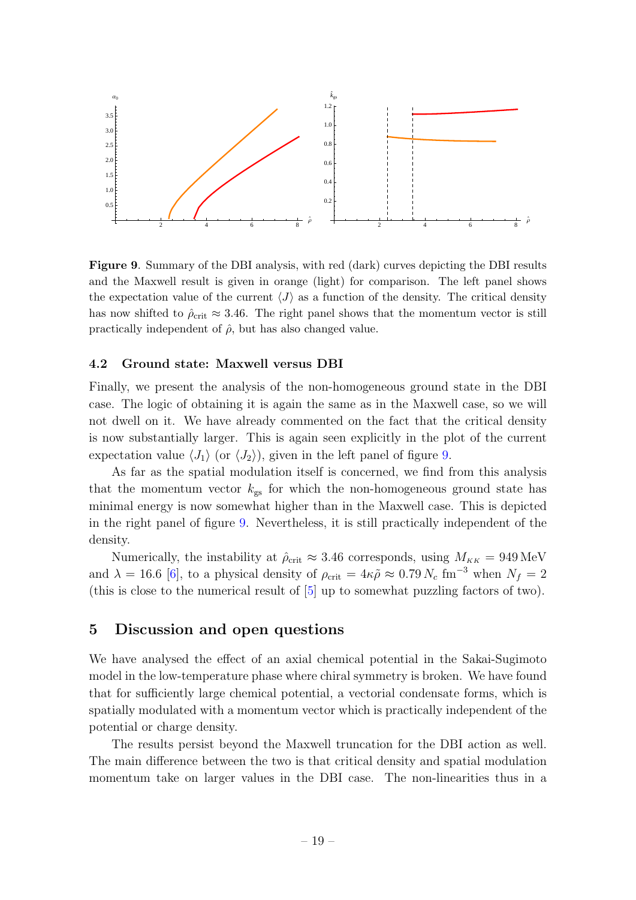$\alpha_0$

3.5
3.0
2.5
2.0
1.5
1.0
0.5

2 4 6 8 $\hat{\rho}$

$\hat{k}_{gs}$

1.2
1.0
0.8
0.6
0.4
0.2

2 4 6 8 $\hat{\rho}$

**Figure 9**. Summary of the DBI analysis, with red (dark) curves depicting the DBI results and the Maxwell result is given in orange (light) for comparison. The left panel shows the expectation value of the current $\langle J \rangle$ as a function of the density. The critical density has now shifted to $\hat{\rho}_{\text{crit}} \approx 3.46$. The right panel shows that the momentum vector is still practically independent of $\hat{\rho}$, but has also changed value.

### 4.2 Ground state: Maxwell versus DBI

Finally, we present the analysis of the non-homogeneous ground state in the DBI case. The logic of obtaining it is again the same as in the Maxwell case, so we will not dwell on it. We have already commented on the fact that the critical density is now substantially larger. This is again seen explicitly in the plot of the current expectation value $\langle J_1 \rangle$ (or $\langle J_2 \rangle$), given in the left panel of figure 9.

As far as the spatial modulation itself is concerned, we find from this analysis that the momentum vector $k_{\text{gs}}$ for which the non-homogeneous ground state has minimal energy is now somewhat higher than in the Maxwell case. This is depicted in the right panel of figure 9. Nevertheless, it is still practically independent of the density.

Numerically, the instability at $\hat{\rho}_{\text{crit}} \approx 3.46$ corresponds, using $M_{KK} = 949\,\text{MeV}$ and $\lambda = 16.6$ [6], to a physical density of $\rho_{\text{crit}} = 4\kappa\tilde{\rho} \approx 0.79\, N_c\ \text{fm}^{-3}$ when $N_f = 2$ (this is close to the numerical result of [5] up to somewhat puzzling factors of two).

## 5 Discussion and open questions

We have analysed the effect of an axial chemical potential in the Sakai-Sugimoto model in the low-temperature phase where chiral symmetry is broken. We have found that for sufficiently large chemical potential, a vectorial condensate forms, which is spatially modulated with a momentum vector which is practically independent of the potential or charge density.

The results persist beyond the Maxwell truncation for the DBI action as well. The main difference between the two is that critical density and spatial modulation momentum take on larger values in the DBI case. The non-linearities thus in a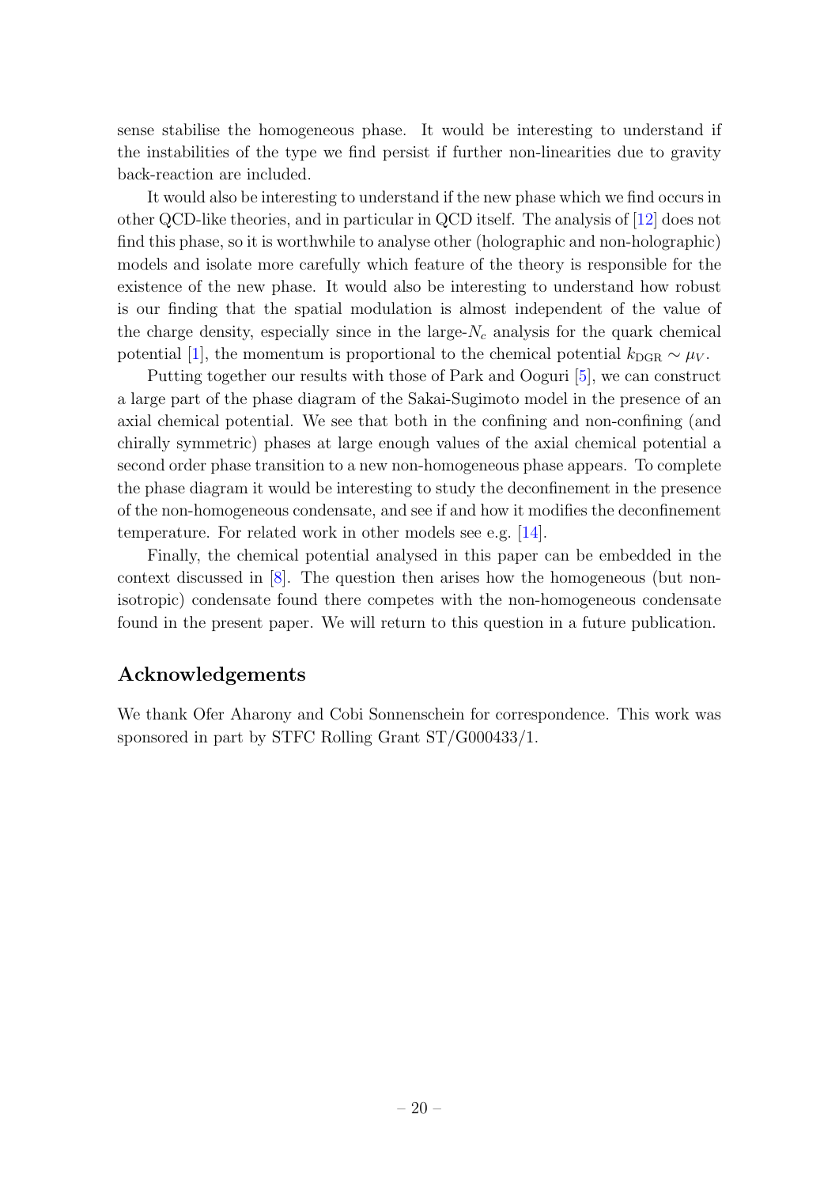sense stabilise the homogeneous phase. It would be interesting to understand if the instabilities of the type we find persist if further non-linearities due to gravity back-reaction are included.

It would also be interesting to understand if the new phase which we find occurs in other QCD-like theories, and in particular in QCD itself. The analysis of [12] does not find this phase, so it is worthwhile to analyse other (holographic and non-holographic) models and isolate more carefully which feature of the theory is responsible for the existence of the new phase. It would also be interesting to understand how robust is our finding that the spatial modulation is almost independent of the value of the charge density, especially since in the large-$N_c$ analysis for the quark chemical potential [1], the momentum is proportional to the chemical potential $k_{\text{DGR}} \sim \mu_V$.

Putting together our results with those of Park and Ooguri [5], we can construct a large part of the phase diagram of the Sakai-Sugimoto model in the presence of an axial chemical potential. We see that both in the confining and non-confining (and chirally symmetric) phases at large enough values of the axial chemical potential a second order phase transition to a new non-homogeneous phase appears. To complete the phase diagram it would be interesting to study the deconfinement in the presence of the non-homogeneous condensate, and see if and how it modifies the deconfinement temperature. For related work in other models see e.g. [14].

Finally, the chemical potential analysed in this paper can be embedded in the context discussed in [8]. The question then arises how the homogeneous (but non-isotropic) condensate found there competes with the non-homogeneous condensate found in the present paper. We will return to this question in a future publication.

## Acknowledgements

We thank Ofer Aharony and Cobi Sonnenschein for correspondence. This work was sponsored in part by STFC Rolling Grant ST/G000433/1.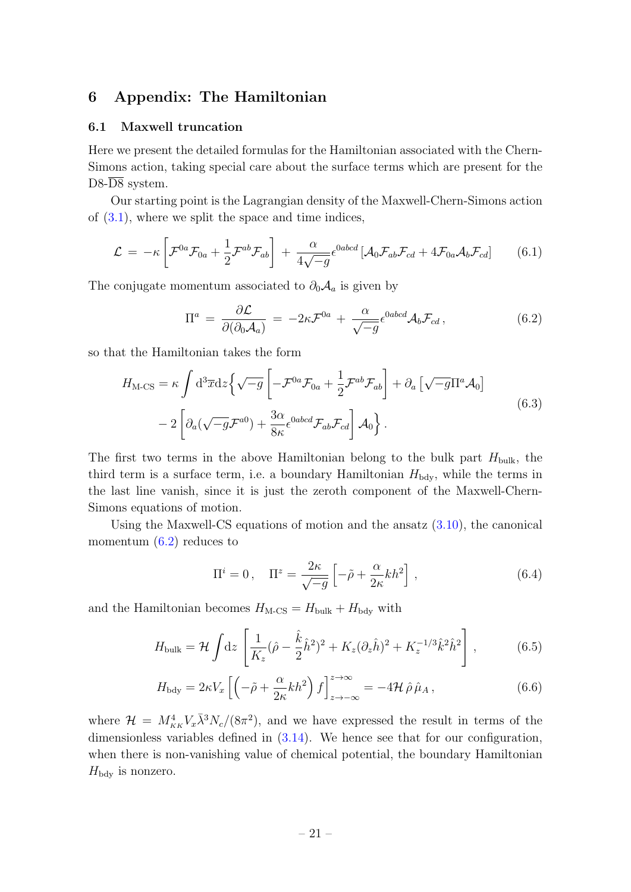# 6 Appendix: The Hamiltonian

## 6.1 Maxwell truncation

Here we present the detailed formulas for the Hamiltonian associated with the Chern-Simons action, taking special care about the surface terms which are present for the D8-$\overline{\text{D8}}$ system.

Our starting point is the Lagrangian density of the Maxwell-Chern-Simons action of (3.1), where we split the space and time indices,

$$\mathcal{L} \;=\; -\kappa\left[\mathcal{F}^{0a}\mathcal{F}_{0a}+\frac{1}{2}\mathcal{F}^{ab}\mathcal{F}_{ab}\right] \;+\; \frac{\alpha}{4\sqrt{-g}}\epsilon^{0abcd}\left[\mathcal{A}_0\mathcal{F}_{ab}\mathcal{F}_{cd}+4\mathcal{F}_{0a}\mathcal{A}_b\mathcal{F}_{cd}\right] \tag{6.1}$$

The conjugate momentum associated to $\partial_0\mathcal{A}_a$ is given by

$$\Pi^a \;=\; \frac{\partial\mathcal{L}}{\partial(\partial_0\mathcal{A}_a)} \;=\; -2\kappa\mathcal{F}^{0a} \;+\; \frac{\alpha}{\sqrt{-g}}\epsilon^{0abcd}\mathcal{A}_b\mathcal{F}_{cd}\,, \tag{6.2}$$

so that the Hamiltonian takes the form

$$\begin{aligned} H_{\text{M-CS}} = \kappa\int \mathrm{d}^3\overline{x}\mathrm{d}z\Big\{&\sqrt{-g}\left[-\mathcal{F}^{0a}\mathcal{F}_{0a}+\frac{1}{2}\mathcal{F}^{ab}\mathcal{F}_{ab}\right]+\partial_a\left[\sqrt{-g}\Pi^a\mathcal{A}_0\right] \\ &-2\left[\partial_a(\sqrt{-g}\mathcal{F}^{a0})+\frac{3\alpha}{8\kappa}\epsilon^{0abcd}\mathcal{F}_{ab}\mathcal{F}_{cd}\right]\mathcal{A}_0\Big\}\,. \end{aligned} \tag{6.3}$$

The first two terms in the above Hamiltonian belong to the bulk part $H_{\text{bulk}}$, the third term is a surface term, i.e. a boundary Hamiltonian $H_{\text{bdy}}$, while the terms in the last line vanish, since it is just the zeroth component of the Maxwell-Chern-Simons equations of motion.

Using the Maxwell-CS equations of motion and the ansatz (3.10), the canonical momentum (6.2) reduces to

$$\Pi^i = 0\,, \quad \Pi^z = \frac{2\kappa}{\sqrt{-g}}\left[-\tilde{\rho}+\frac{\alpha}{2\kappa}kh^2\right]\,, \tag{6.4}$$

and the Hamiltonian becomes $H_{\text{M-CS}} = H_{\text{bulk}} + H_{\text{bdy}}$ with

$$H_{\text{bulk}} = \mathcal{H}\int \mathrm{d}z\,\left[\frac{1}{K_z}(\hat{\rho}-\frac{\hat{k}}{2}\hat{h}^2)^2+K_z(\partial_z\hat{h})^2+K_z^{-1/3}\hat{k}^2\hat{h}^2\right]\,, \tag{6.5}$$

$$H_{\text{bdy}} = 2\kappa V_x\left[\left(-\tilde{\rho}+\frac{\alpha}{2\kappa}kh^2\right)f\right]_{z\to-\infty}^{z\to\infty} = -4\mathcal{H}\,\hat{\rho}\,\hat{\mu}_A\,, \tag{6.6}$$

where $\mathcal{H} = M_{KK}^4 V_x\bar{\lambda}^3 N_c/(8\pi^2)$, and we have expressed the result in terms of the dimensionless variables defined in (3.14). We hence see that for our configuration, when there is non-vanishing value of chemical potential, the boundary Hamiltonian $H_{\text{bdy}}$ is nonzero.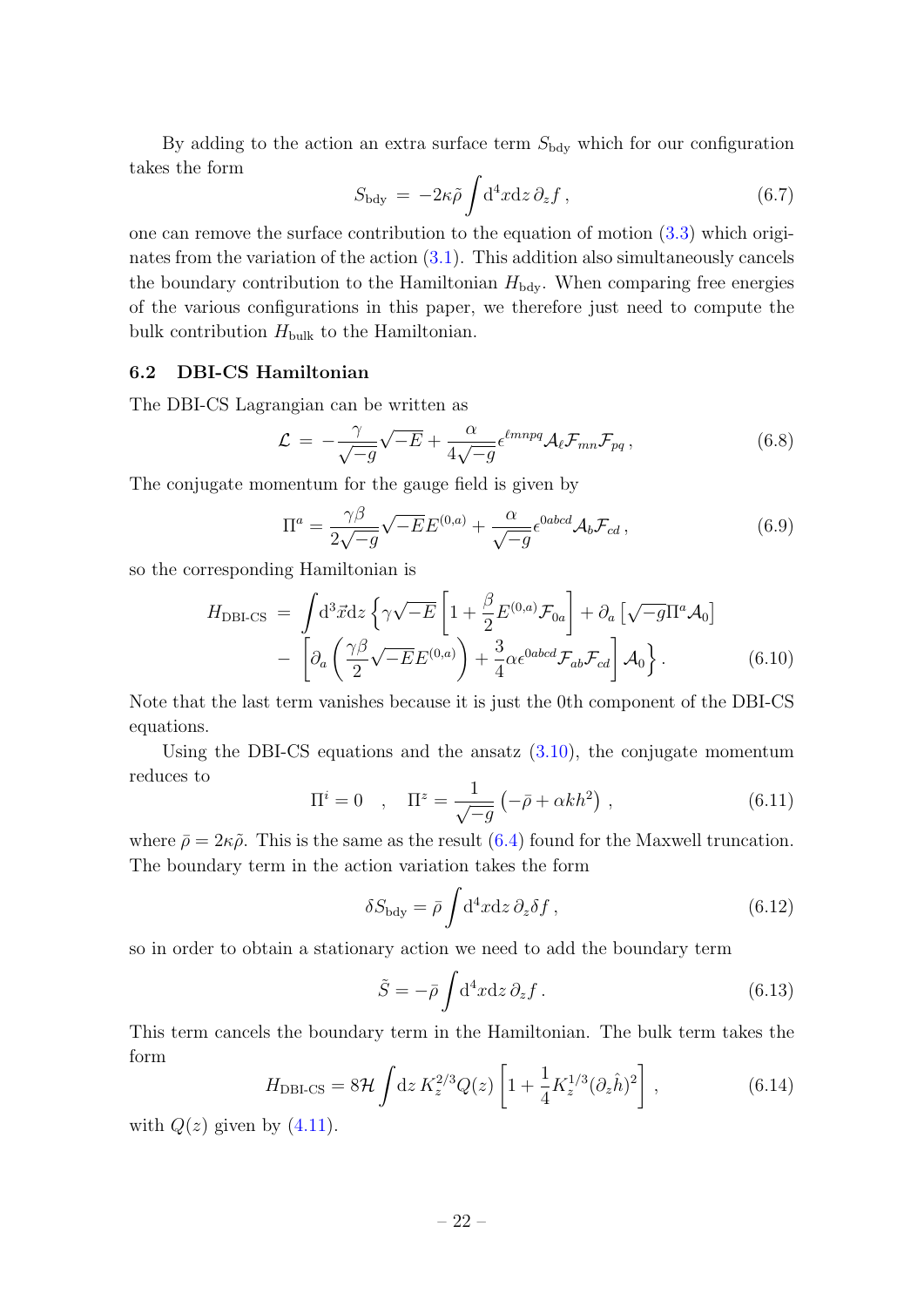By adding to the action an extra surface term $S_{\rm bdy}$ which for our configuration takes the form

$$S_{\rm bdy} \;=\; -2\kappa\tilde{\rho}\int {\rm d}^4x{\rm d}z\,\partial_z f\,, \tag{6.7}$$

one can remove the surface contribution to the equation of motion (3.3) which originates from the variation of the action (3.1). This addition also simultaneously cancels the boundary contribution to the Hamiltonian $H_{\rm bdy}$. When comparing free energies of the various configurations in this paper, we therefore just need to compute the bulk contribution $H_{\rm bulk}$ to the Hamiltonian.

### 6.2 DBI-CS Hamiltonian

The DBI-CS Lagrangian can be written as

$$\mathcal{L} \;=\; -\frac{\gamma}{\sqrt{-g}}\sqrt{-E} + \frac{\alpha}{4\sqrt{-g}}\epsilon^{\ell mnpq}\mathcal{A}_\ell\mathcal{F}_{mn}\mathcal{F}_{pq}\,, \tag{6.8}$$

The conjugate momentum for the gauge field is given by

$$\Pi^a = \frac{\gamma\beta}{2\sqrt{-g}}\sqrt{-E}E^{(0,a)} + \frac{\alpha}{\sqrt{-g}}\epsilon^{0abcd}\mathcal{A}_b\mathcal{F}_{cd}\,, \tag{6.9}$$

so the corresponding Hamiltonian is

$$\begin{aligned} H_{\text{DBI-CS}} \;=\; &\int {\rm d}^3\vec{x}{\rm d}z\,\Big\{\gamma\sqrt{-E}\left[1+\frac{\beta}{2}E^{(0,a)}\mathcal{F}_{0a}\right] + \partial_a\left[\sqrt{-g}\Pi^a\mathcal{A}_0\right] \\ &- \left[\partial_a\left(\frac{\gamma\beta}{2}\sqrt{-E}E^{(0,a)}\right) + \frac{3}{4}\alpha\epsilon^{0abcd}\mathcal{F}_{ab}\mathcal{F}_{cd}\right]\mathcal{A}_0\Big\}\,. \end{aligned} \tag{6.10}$$

Note that the last term vanishes because it is just the 0th component of the DBI-CS equations.

Using the DBI-CS equations and the ansatz (3.10), the conjugate momentum reduces to

$$\Pi^i = 0 \quad , \quad \Pi^z = \frac{1}{\sqrt{-g}}\left(-\bar{\rho} + \alpha k h^2\right)\,, \tag{6.11}$$

where $\bar{\rho} = 2\kappa\tilde{\rho}$. This is the same as the result (6.4) found for the Maxwell truncation. The boundary term in the action variation takes the form

$$\delta S_{\rm bdy} = \bar{\rho}\int {\rm d}^4x{\rm d}z\,\partial_z\delta f\,, \tag{6.12}$$

so in order to obtain a stationary action we need to add the boundary term

$$\tilde{S} = -\bar{\rho}\int {\rm d}^4x{\rm d}z\,\partial_z f\,. \tag{6.13}$$

This term cancels the boundary term in the Hamiltonian. The bulk term takes the form

$$H_{\text{DBI-CS}} = 8\mathcal{H}\int {\rm d}z\,K_z^{2/3}Q(z)\left[1+\frac{1}{4}K_z^{1/3}(\partial_z\hat{h})^2\right]\,, \tag{6.14}$$

with $Q(z)$ given by (4.11).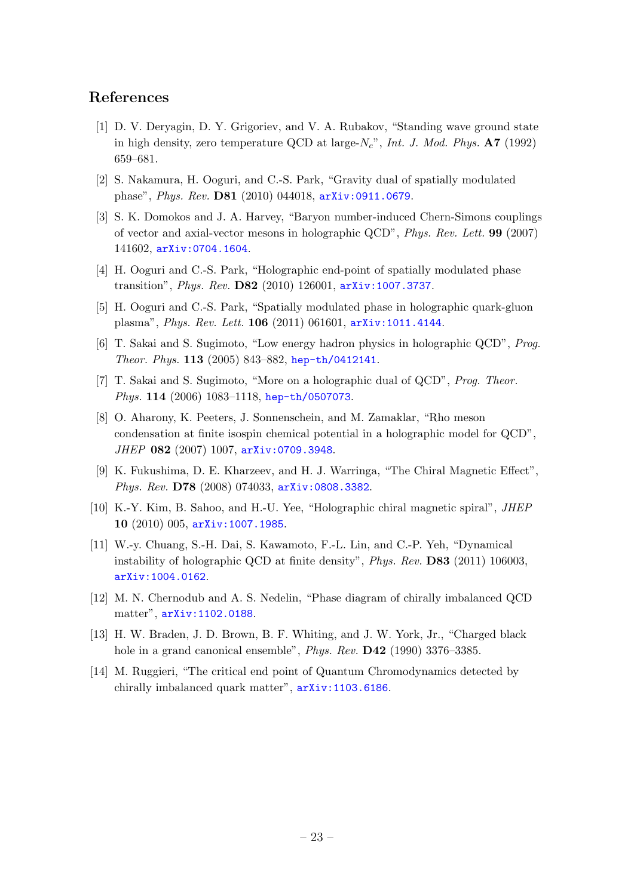## References

[1] D. V. Deryagin, D. Y. Grigoriev, and V. A. Rubakov, "Standing wave ground state in high density, zero temperature QCD at large-$N_c$", *Int. J. Mod. Phys.* **A7** (1992) 659–681.

[2] S. Nakamura, H. Ooguri, and C.-S. Park, "Gravity dual of spatially modulated phase", *Phys. Rev.* **D81** (2010) 044018, arXiv:0911.0679.

[3] S. K. Domokos and J. A. Harvey, "Baryon number-induced Chern-Simons couplings of vector and axial-vector mesons in holographic QCD", *Phys. Rev. Lett.* **99** (2007) 141602, arXiv:0704.1604.

[4] H. Ooguri and C.-S. Park, "Holographic end-point of spatially modulated phase transition", *Phys. Rev.* **D82** (2010) 126001, arXiv:1007.3737.

[5] H. Ooguri and C.-S. Park, "Spatially modulated phase in holographic quark-gluon plasma", *Phys. Rev. Lett.* **106** (2011) 061601, arXiv:1011.4144.

[6] T. Sakai and S. Sugimoto, "Low energy hadron physics in holographic QCD", *Prog. Theor. Phys.* **113** (2005) 843–882, hep-th/0412141.

[7] T. Sakai and S. Sugimoto, "More on a holographic dual of QCD", *Prog. Theor. Phys.* **114** (2006) 1083–1118, hep-th/0507073.

[8] O. Aharony, K. Peeters, J. Sonnenschein, and M. Zamaklar, "Rho meson condensation at finite isospin chemical potential in a holographic model for QCD", *JHEP* **082** (2007) 1007, arXiv:0709.3948.

[9] K. Fukushima, D. E. Kharzeev, and H. J. Warringa, "The Chiral Magnetic Effect", *Phys. Rev.* **D78** (2008) 074033, arXiv:0808.3382.

[10] K.-Y. Kim, B. Sahoo, and H.-U. Yee, "Holographic chiral magnetic spiral", *JHEP* **10** (2010) 005, arXiv:1007.1985.

[11] W.-y. Chuang, S.-H. Dai, S. Kawamoto, F.-L. Lin, and C.-P. Yeh, "Dynamical instability of holographic QCD at finite density", *Phys. Rev.* **D83** (2011) 106003, arXiv:1004.0162.

[12] M. N. Chernodub and A. S. Nedelin, "Phase diagram of chirally imbalanced QCD matter", arXiv:1102.0188.

[13] H. W. Braden, J. D. Brown, B. F. Whiting, and J. W. York, Jr., "Charged black hole in a grand canonical ensemble", *Phys. Rev.* **D42** (1990) 3376–3385.

[14] M. Ruggieri, "The critical end point of Quantum Chromodynamics detected by chirally imbalanced quark matter", arXiv:1103.6186.